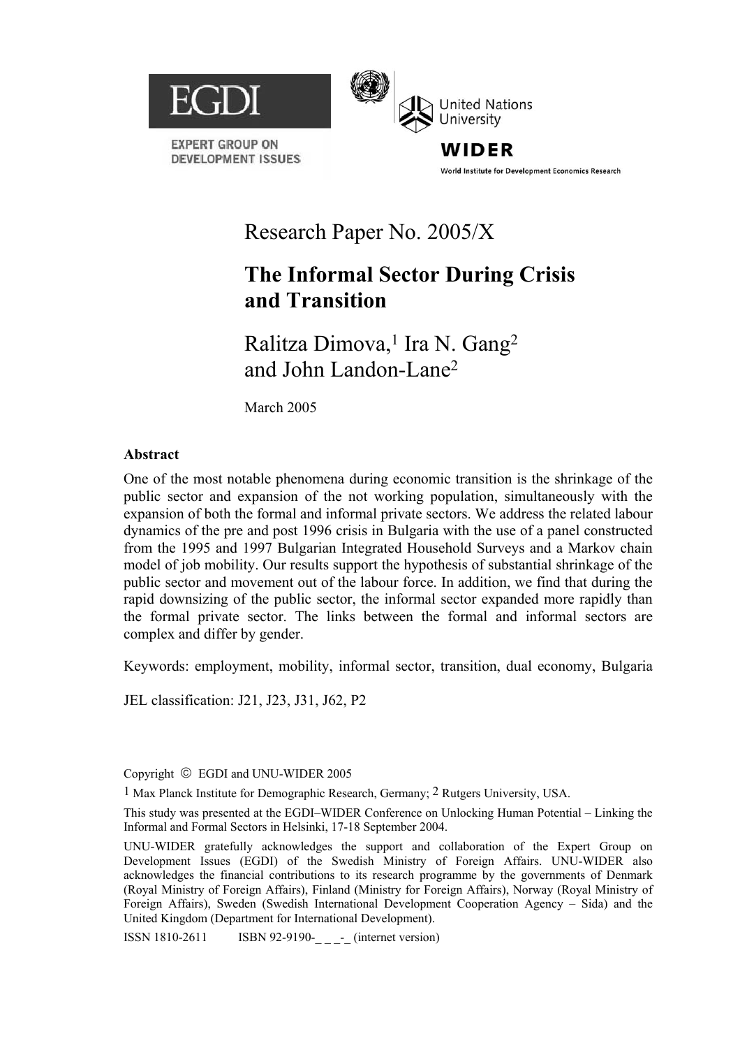EGDI

EXPERT GROUP ON DEVELOPMENT ISSUES

United Nations University

WIDER

World Institute for Development Economics Research

Research Paper No. 2005/X

# The Informal Sector During Crisis and Transition

Ralitza Dimova,[1] Ira N. Gang[2] and John Landon-Lane[2]

March 2005

**Abstract**

One of the most notable phenomena during economic transition is the shrinkage of the public sector and expansion of the not working population, simultaneously with the expansion of both the formal and informal private sectors. We address the related labour dynamics of the pre and post 1996 crisis in Bulgaria with the use of a panel constructed from the 1995 and 1997 Bulgarian Integrated Household Surveys and a Markov chain model of job mobility. Our results support the hypothesis of substantial shrinkage of the public sector and movement out of the labour force. In addition, we find that during the rapid downsizing of the public sector, the informal sector expanded more rapidly than the formal private sector. The links between the formal and informal sectors are complex and differ by gender.

Keywords: employment, mobility, informal sector, transition, dual economy, Bulgaria

JEL classification: J21, J23, J31, J62, P2

Copyright © EGDI and UNU-WIDER 2005

[1] Max Planck Institute for Demographic Research, Germany; [2] Rutgers University, USA.

This study was presented at the EGDI–WIDER Conference on Unlocking Human Potential – Linking the Informal and Formal Sectors in Helsinki, 17-18 September 2004.

UNU-WIDER gratefully acknowledges the support and collaboration of the Expert Group on Development Issues (EGDI) of the Swedish Ministry of Foreign Affairs. UNU-WIDER also acknowledges the financial contributions to its research programme by the governments of Denmark (Royal Ministry of Foreign Affairs), Finland (Ministry for Foreign Affairs), Norway (Royal Ministry of Foreign Affairs), Sweden (Swedish International Development Cooperation Agency – Sida) and the United Kingdom (Department for International Development).

ISSN 1810-2611 ISBN 92-9190-_ _ _-_ (internet version)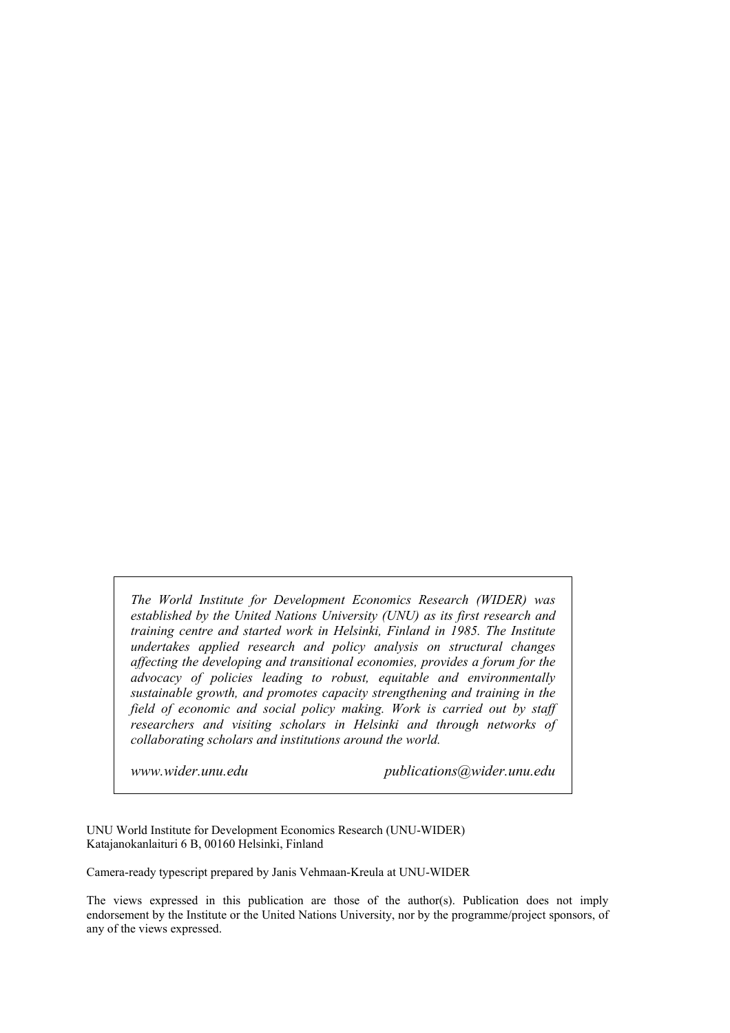*The World Institute for Development Economics Research (WIDER) was established by the United Nations University (UNU) as its first research and training centre and started work in Helsinki, Finland in 1985. The Institute undertakes applied research and policy analysis on structural changes affecting the developing and transitional economies, provides a forum for the advocacy of policies leading to robust, equitable and environmentally sustainable growth, and promotes capacity strengthening and training in the field of economic and social policy making. Work is carried out by staff researchers and visiting scholars in Helsinki and through networks of collaborating scholars and institutions around the world.*

*www.wider.unu.edu* *publications@wider.unu.edu*

UNU World Institute for Development Economics Research (UNU-WIDER)
Katajanokanlaituri 6 B, 00160 Helsinki, Finland

Camera-ready typescript prepared by Janis Vehmaan-Kreula at UNU-WIDER

The views expressed in this publication are those of the author(s). Publication does not imply endorsement by the Institute or the United Nations University, nor by the programme/project sponsors, of any of the views expressed.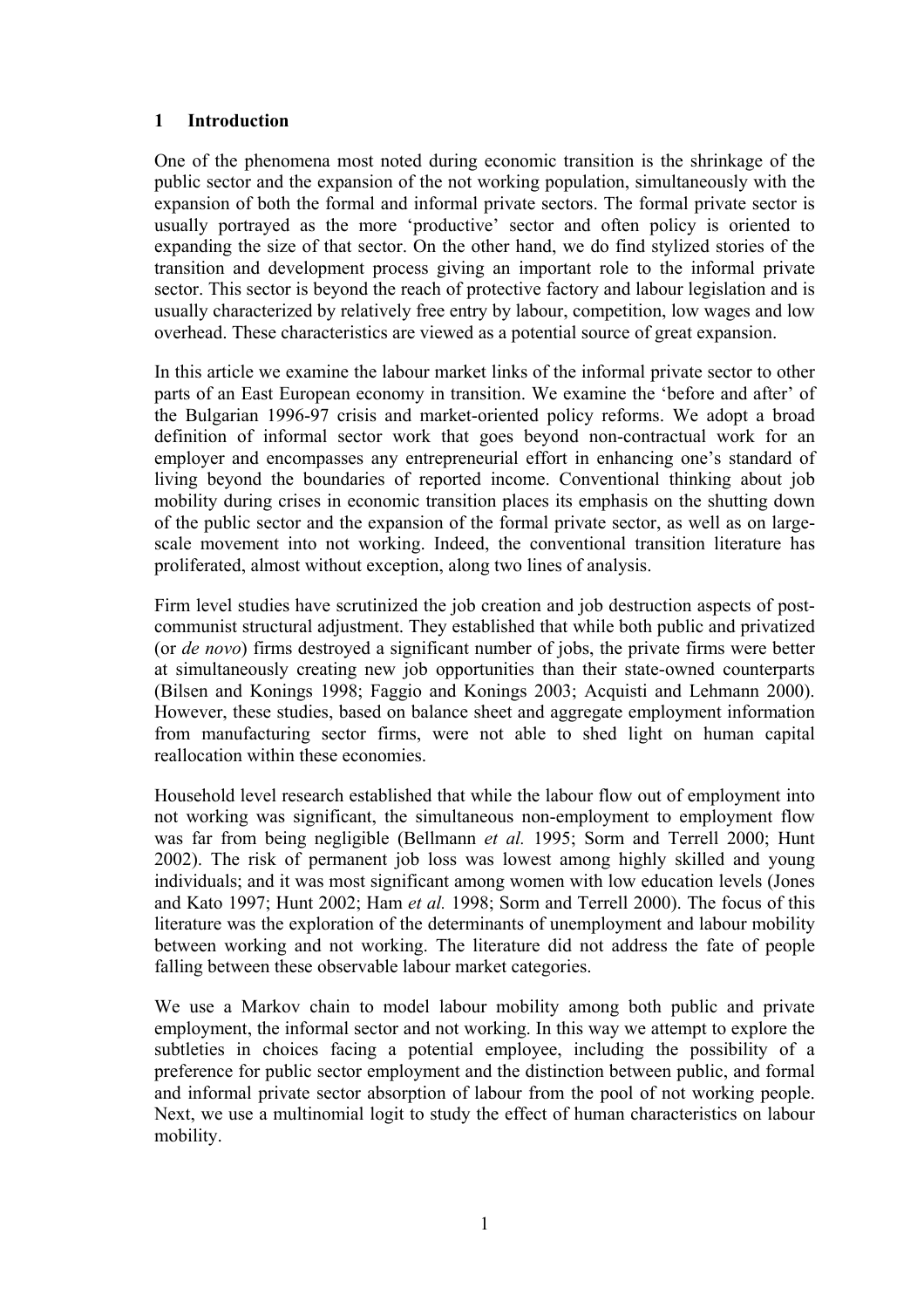# 1 Introduction

One of the phenomena most noted during economic transition is the shrinkage of the public sector and the expansion of the not working population, simultaneously with the expansion of both the formal and informal private sectors. The formal private sector is usually portrayed as the more 'productive' sector and often policy is oriented to expanding the size of that sector. On the other hand, we do find stylized stories of the transition and development process giving an important role to the informal private sector. This sector is beyond the reach of protective factory and labour legislation and is usually characterized by relatively free entry by labour, competition, low wages and low overhead. These characteristics are viewed as a potential source of great expansion.

In this article we examine the labour market links of the informal private sector to other parts of an East European economy in transition. We examine the 'before and after' of the Bulgarian 1996-97 crisis and market-oriented policy reforms. We adopt a broad definition of informal sector work that goes beyond non-contractual work for an employer and encompasses any entrepreneurial effort in enhancing one's standard of living beyond the boundaries of reported income. Conventional thinking about job mobility during crises in economic transition places its emphasis on the shutting down of the public sector and the expansion of the formal private sector, as well as on large-scale movement into not working. Indeed, the conventional transition literature has proliferated, almost without exception, along two lines of analysis.

Firm level studies have scrutinized the job creation and job destruction aspects of post-communist structural adjustment. They established that while both public and privatized (or *de novo*) firms destroyed a significant number of jobs, the private firms were better at simultaneously creating new job opportunities than their state-owned counterparts (Bilsen and Konings 1998; Faggio and Konings 2003; Acquisti and Lehmann 2000). However, these studies, based on balance sheet and aggregate employment information from manufacturing sector firms, were not able to shed light on human capital reallocation within these economies.

Household level research established that while the labour flow out of employment into not working was significant, the simultaneous non-employment to employment flow was far from being negligible (Bellmann *et al.* 1995; Sorm and Terrell 2000; Hunt 2002). The risk of permanent job loss was lowest among highly skilled and young individuals; and it was most significant among women with low education levels (Jones and Kato 1997; Hunt 2002; Ham *et al.* 1998; Sorm and Terrell 2000). The focus of this literature was the exploration of the determinants of unemployment and labour mobility between working and not working. The literature did not address the fate of people falling between these observable labour market categories.

We use a Markov chain to model labour mobility among both public and private employment, the informal sector and not working. In this way we attempt to explore the subtleties in choices facing a potential employee, including the possibility of a preference for public sector employment and the distinction between public, and formal and informal private sector absorption of labour from the pool of not working people. Next, we use a multinomial logit to study the effect of human characteristics on labour mobility.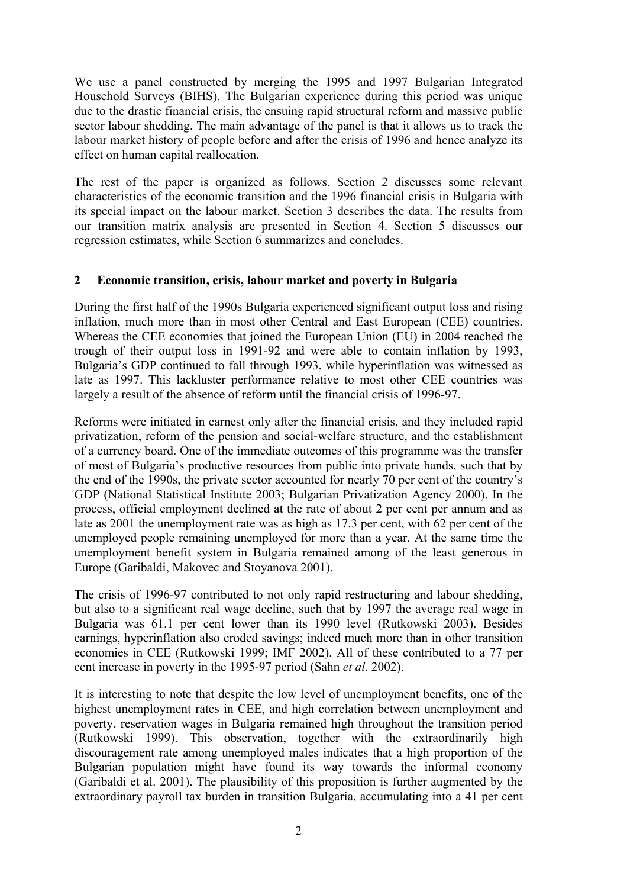We use a panel constructed by merging the 1995 and 1997 Bulgarian Integrated Household Surveys (BIHS). The Bulgarian experience during this period was unique due to the drastic financial crisis, the ensuing rapid structural reform and massive public sector labour shedding. The main advantage of the panel is that it allows us to track the labour market history of people before and after the crisis of 1996 and hence analyze its effect on human capital reallocation.

The rest of the paper is organized as follows. Section 2 discusses some relevant characteristics of the economic transition and the 1996 financial crisis in Bulgaria with its special impact on the labour market. Section 3 describes the data. The results from our transition matrix analysis are presented in Section 4. Section 5 discusses our regression estimates, while Section 6 summarizes and concludes.

## 2 Economic transition, crisis, labour market and poverty in Bulgaria

During the first half of the 1990s Bulgaria experienced significant output loss and rising inflation, much more than in most other Central and East European (CEE) countries. Whereas the CEE economies that joined the European Union (EU) in 2004 reached the trough of their output loss in 1991-92 and were able to contain inflation by 1993, Bulgaria's GDP continued to fall through 1993, while hyperinflation was witnessed as late as 1997. This lackluster performance relative to most other CEE countries was largely a result of the absence of reform until the financial crisis of 1996-97.

Reforms were initiated in earnest only after the financial crisis, and they included rapid privatization, reform of the pension and social-welfare structure, and the establishment of a currency board. One of the immediate outcomes of this programme was the transfer of most of Bulgaria's productive resources from public into private hands, such that by the end of the 1990s, the private sector accounted for nearly 70 per cent of the country's GDP (National Statistical Institute 2003; Bulgarian Privatization Agency 2000). In the process, official employment declined at the rate of about 2 per cent per annum and as late as 2001 the unemployment rate was as high as 17.3 per cent, with 62 per cent of the unemployed people remaining unemployed for more than a year. At the same time the unemployment benefit system in Bulgaria remained among of the least generous in Europe (Garibaldi, Makovec and Stoyanova 2001).

The crisis of 1996-97 contributed to not only rapid restructuring and labour shedding, but also to a significant real wage decline, such that by 1997 the average real wage in Bulgaria was 61.1 per cent lower than its 1990 level (Rutkowski 2003). Besides earnings, hyperinflation also eroded savings; indeed much more than in other transition economies in CEE (Rutkowski 1999; IMF 2002). All of these contributed to a 77 per cent increase in poverty in the 1995-97 period (Sahn *et al.* 2002).

It is interesting to note that despite the low level of unemployment benefits, one of the highest unemployment rates in CEE, and high correlation between unemployment and poverty, reservation wages in Bulgaria remained high throughout the transition period (Rutkowski 1999). This observation, together with the extraordinarily high discouragement rate among unemployed males indicates that a high proportion of the Bulgarian population might have found its way towards the informal economy (Garibaldi et al. 2001). The plausibility of this proposition is further augmented by the extraordinary payroll tax burden in transition Bulgaria, accumulating into a 41 per cent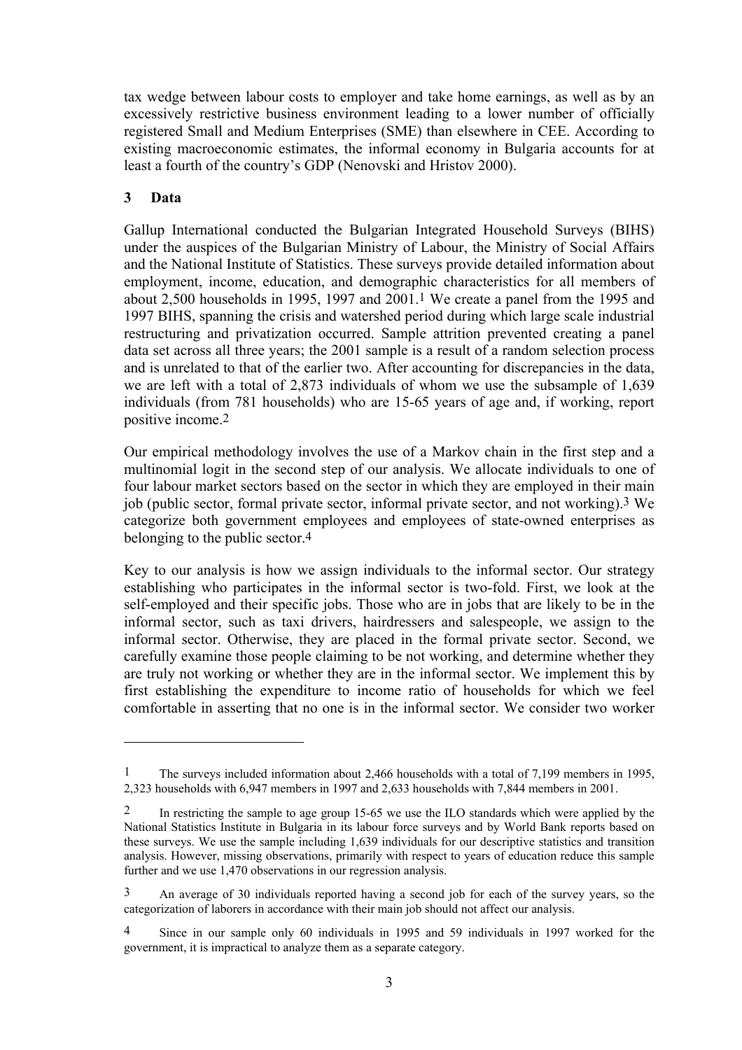tax wedge between labour costs to employer and take home earnings, as well as by an excessively restrictive business environment leading to a lower number of officially registered Small and Medium Enterprises (SME) than elsewhere in CEE. According to existing macroeconomic estimates, the informal economy in Bulgaria accounts for at least a fourth of the country's GDP (Nenovski and Hristov 2000).

## 3 Data

Gallup International conducted the Bulgarian Integrated Household Surveys (BIHS) under the auspices of the Bulgarian Ministry of Labour, the Ministry of Social Affairs and the National Institute of Statistics. These surveys provide detailed information about employment, income, education, and demographic characteristics for all members of about 2,500 households in 1995, 1997 and 2001.[1] We create a panel from the 1995 and 1997 BIHS, spanning the crisis and watershed period during which large scale industrial restructuring and privatization occurred. Sample attrition prevented creating a panel data set across all three years; the 2001 sample is a result of a random selection process and is unrelated to that of the earlier two. After accounting for discrepancies in the data, we are left with a total of 2,873 individuals of whom we use the subsample of 1,639 individuals (from 781 households) who are 15-65 years of age and, if working, report positive income.[2]

Our empirical methodology involves the use of a Markov chain in the first step and a multinomial logit in the second step of our analysis. We allocate individuals to one of four labour market sectors based on the sector in which they are employed in their main job (public sector, formal private sector, informal private sector, and not working).[3] We categorize both government employees and employees of state-owned enterprises as belonging to the public sector.[4]

Key to our analysis is how we assign individuals to the informal sector. Our strategy establishing who participates in the informal sector is two-fold. First, we look at the self-employed and their specific jobs. Those who are in jobs that are likely to be in the informal sector, such as taxi drivers, hairdressers and salespeople, we assign to the informal sector. Otherwise, they are placed in the formal private sector. Second, we carefully examine those people claiming to be not working, and determine whether they are truly not working or whether they are in the informal sector. We implement this by first establishing the expenditure to income ratio of households for which we feel comfortable in asserting that no one is in the informal sector. We consider two worker

---

[1] The surveys included information about 2,466 households with a total of 7,199 members in 1995, 2,323 households with 6,947 members in 1997 and 2,633 households with 7,844 members in 2001.

[2] In restricting the sample to age group 15-65 we use the ILO standards which were applied by the National Statistics Institute in Bulgaria in its labour force surveys and by World Bank reports based on these surveys. We use the sample including 1,639 individuals for our descriptive statistics and transition analysis. However, missing observations, primarily with respect to years of education reduce this sample further and we use 1,470 observations in our regression analysis.

[3] An average of 30 individuals reported having a second job for each of the survey years, so the categorization of laborers in accordance with their main job should not affect our analysis.

[4] Since in our sample only 60 individuals in 1995 and 59 individuals in 1997 worked for the government, it is impractical to analyze them as a separate category.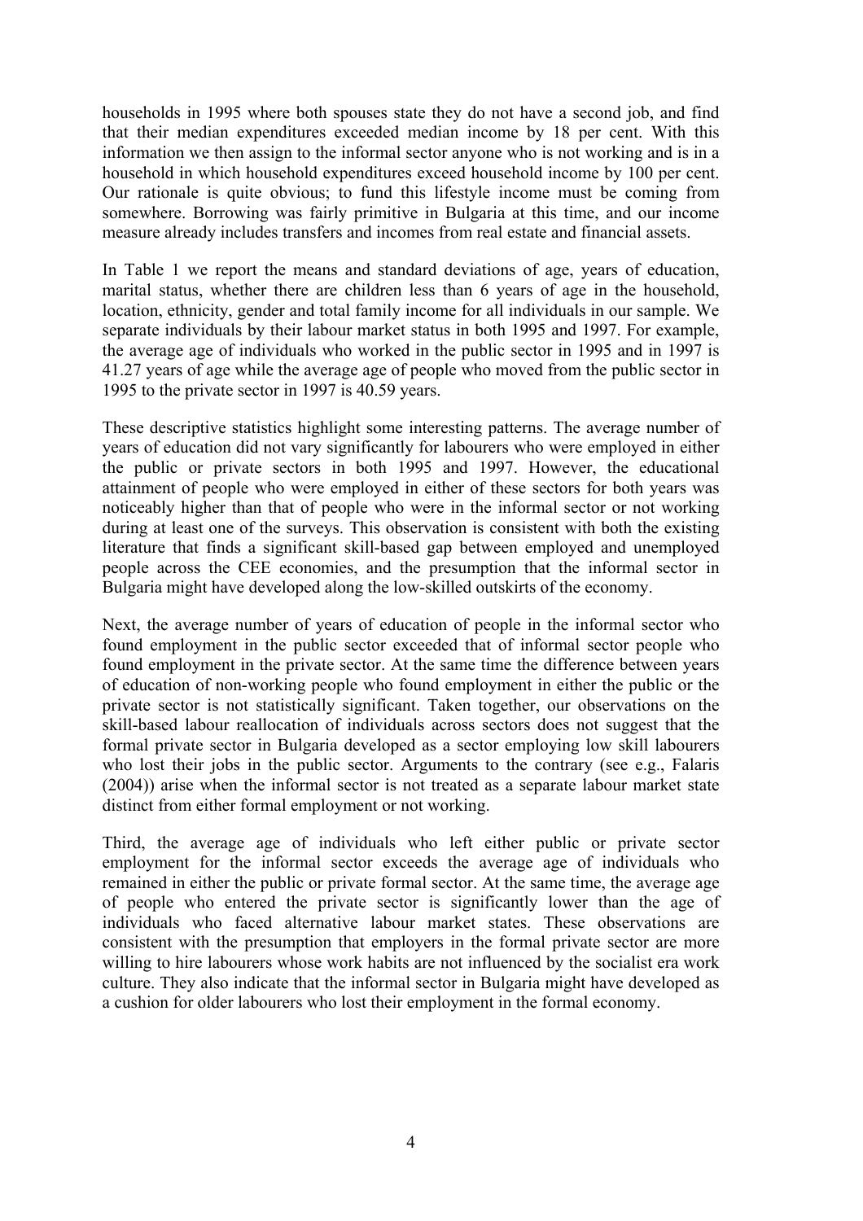households in 1995 where both spouses state they do not have a second job, and find that their median expenditures exceeded median income by 18 per cent. With this information we then assign to the informal sector anyone who is not working and is in a household in which household expenditures exceed household income by 100 per cent. Our rationale is quite obvious; to fund this lifestyle income must be coming from somewhere. Borrowing was fairly primitive in Bulgaria at this time, and our income measure already includes transfers and incomes from real estate and financial assets.

In Table 1 we report the means and standard deviations of age, years of education, marital status, whether there are children less than 6 years of age in the household, location, ethnicity, gender and total family income for all individuals in our sample. We separate individuals by their labour market status in both 1995 and 1997. For example, the average age of individuals who worked in the public sector in 1995 and in 1997 is 41.27 years of age while the average age of people who moved from the public sector in 1995 to the private sector in 1997 is 40.59 years.

These descriptive statistics highlight some interesting patterns. The average number of years of education did not vary significantly for labourers who were employed in either the public or private sectors in both 1995 and 1997. However, the educational attainment of people who were employed in either of these sectors for both years was noticeably higher than that of people who were in the informal sector or not working during at least one of the surveys. This observation is consistent with both the existing literature that finds a significant skill-based gap between employed and unemployed people across the CEE economies, and the presumption that the informal sector in Bulgaria might have developed along the low-skilled outskirts of the economy.

Next, the average number of years of education of people in the informal sector who found employment in the public sector exceeded that of informal sector people who found employment in the private sector. At the same time the difference between years of education of non-working people who found employment in either the public or the private sector is not statistically significant. Taken together, our observations on the skill-based labour reallocation of individuals across sectors does not suggest that the formal private sector in Bulgaria developed as a sector employing low skill labourers who lost their jobs in the public sector. Arguments to the contrary (see e.g., Falaris (2004)) arise when the informal sector is not treated as a separate labour market state distinct from either formal employment or not working.

Third, the average age of individuals who left either public or private sector employment for the informal sector exceeds the average age of individuals who remained in either the public or private formal sector. At the same time, the average age of people who entered the private sector is significantly lower than the age of individuals who faced alternative labour market states. These observations are consistent with the presumption that employers in the formal private sector are more willing to hire labourers whose work habits are not influenced by the socialist era work culture. They also indicate that the informal sector in Bulgaria might have developed as a cushion for older labourers who lost their employment in the formal economy.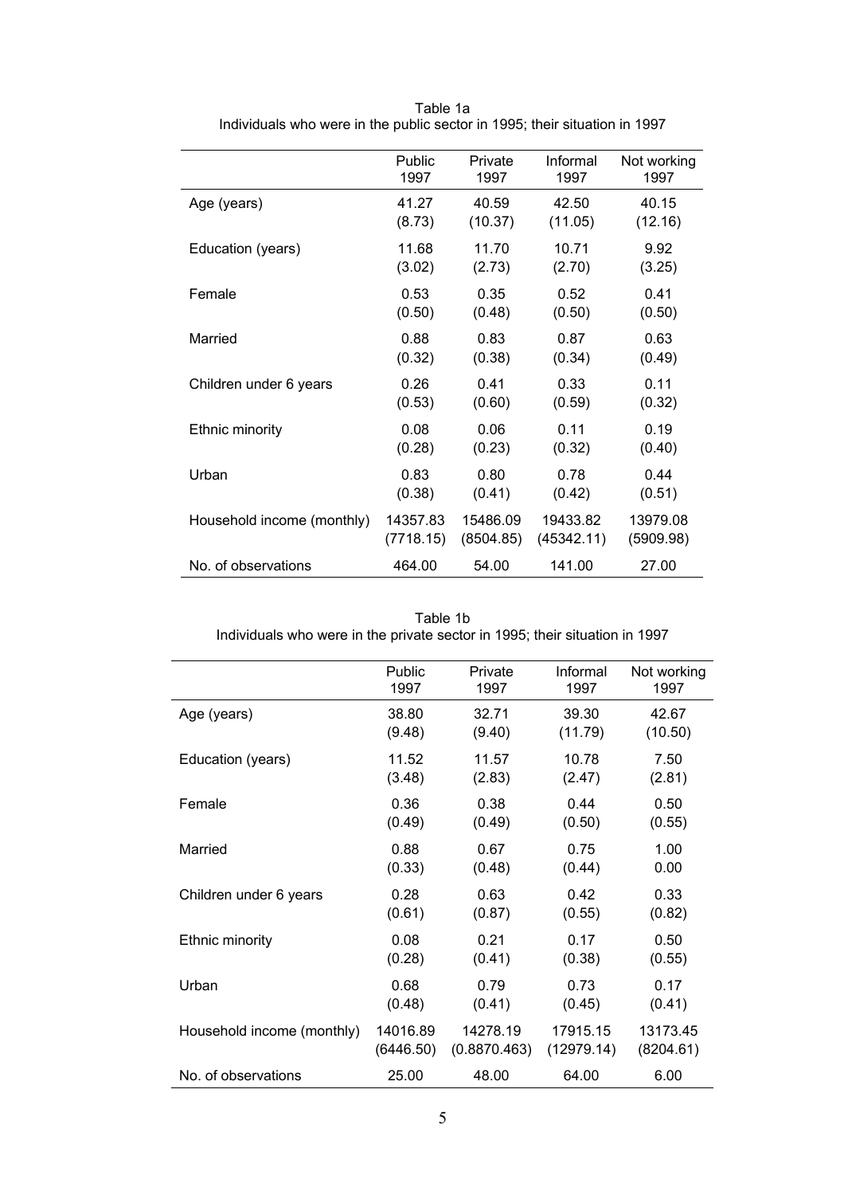Table 1a
Individuals who were in the public sector in 1995; their situation in 1997

| | Public 1997 | Private 1997 | Informal 1997 | Not working 1997 |
|---|---|---|---|---|
| Age (years) | 41.27 | 40.59 | 42.50 | 40.15 |
| | (8.73) | (10.37) | (11.05) | (12.16) |
| Education (years) | 11.68 | 11.70 | 10.71 | 9.92 |
| | (3.02) | (2.73) | (2.70) | (3.25) |
| Female | 0.53 | 0.35 | 0.52 | 0.41 |
| | (0.50) | (0.48) | (0.50) | (0.50) |
| Married | 0.88 | 0.83 | 0.87 | 0.63 |
| | (0.32) | (0.38) | (0.34) | (0.49) |
| Children under 6 years | 0.26 | 0.41 | 0.33 | 0.11 |
| | (0.53) | (0.60) | (0.59) | (0.32) |
| Ethnic minority | 0.08 | 0.06 | 0.11 | 0.19 |
| | (0.28) | (0.23) | (0.32) | (0.40) |
| Urban | 0.83 | 0.80 | 0.78 | 0.44 |
| | (0.38) | (0.41) | (0.42) | (0.51) |
| Household income (monthly) | 14357.83 | 15486.09 | 19433.82 | 13979.08 |
| | (7718.15) | (8504.85) | (45342.11) | (5909.98) |
| No. of observations | 464.00 | 54.00 | 141.00 | 27.00 |

Table 1b
Individuals who were in the private sector in 1995; their situation in 1997

| | Public 1997 | Private 1997 | Informal 1997 | Not working 1997 |
|---|---|---|---|---|
| Age (years) | 38.80 | 32.71 | 39.30 | 42.67 |
| | (9.48) | (9.40) | (11.79) | (10.50) |
| Education (years) | 11.52 | 11.57 | 10.78 | 7.50 |
| | (3.48) | (2.83) | (2.47) | (2.81) |
| Female | 0.36 | 0.38 | 0.44 | 0.50 |
| | (0.49) | (0.49) | (0.50) | (0.55) |
| Married | 0.88 | 0.67 | 0.75 | 1.00 |
| | (0.33) | (0.48) | (0.44) | 0.00 |
| Children under 6 years | 0.28 | 0.63 | 0.42 | 0.33 |
| | (0.61) | (0.87) | (0.55) | (0.82) |
| Ethnic minority | 0.08 | 0.21 | 0.17 | 0.50 |
| | (0.28) | (0.41) | (0.38) | (0.55) |
| Urban | 0.68 | 0.79 | 0.73 | 0.17 |
| | (0.48) | (0.41) | (0.45) | (0.41) |
| Household income (monthly) | 14016.89 | 14278.19 | 17915.15 | 13173.45 |
| | (6446.50) | (0.8870.463) | (12979.14) | (8204.61) |
| No. of observations | 25.00 | 48.00 | 64.00 | 6.00 |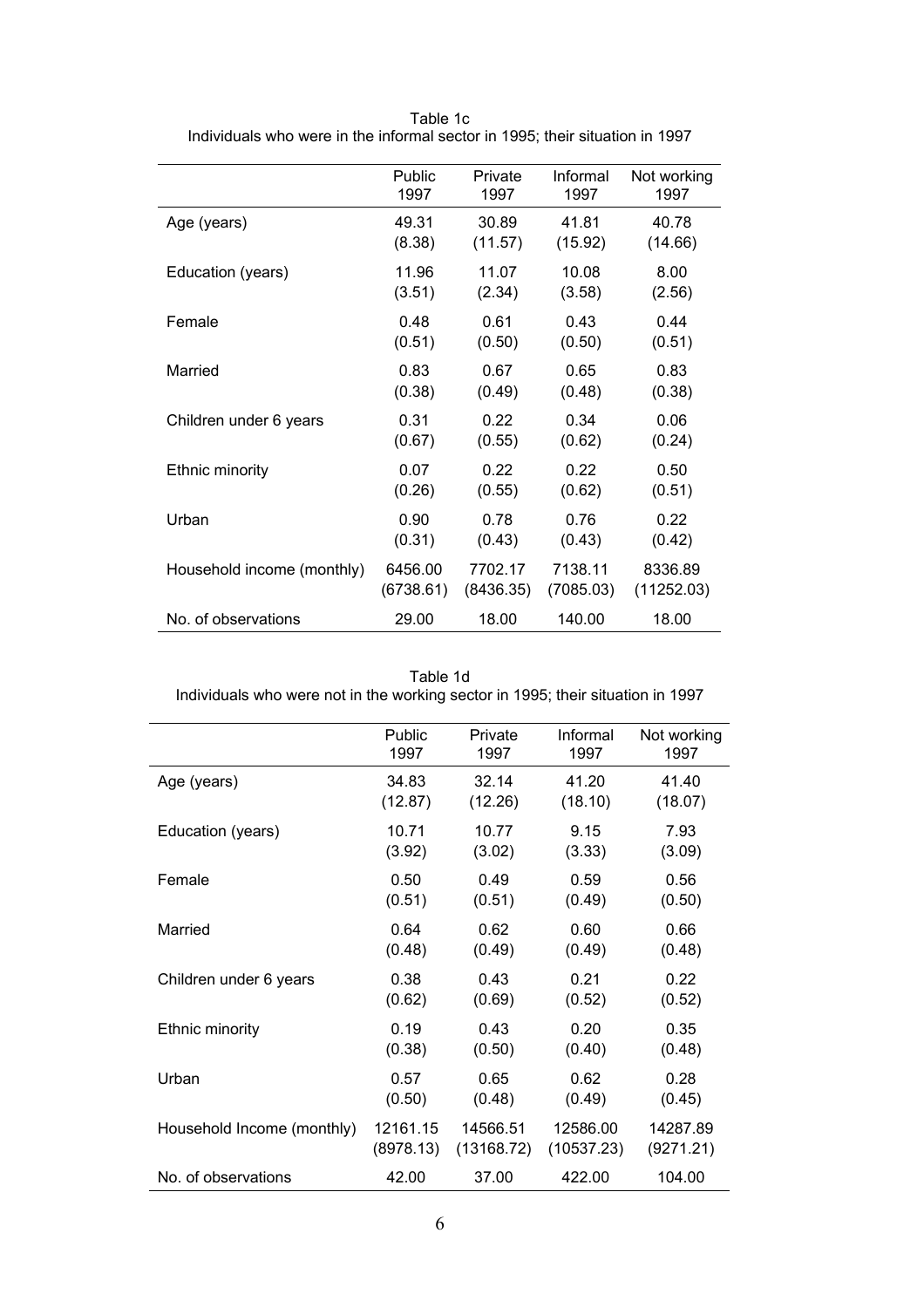Table 1c
Individuals who were in the informal sector in 1995; their situation in 1997

| | Public 1997 | Private 1997 | Informal 1997 | Not working 1997 |
|---|---|---|---|---|
| Age (years) | 49.31 | 30.89 | 41.81 | 40.78 |
| | (8.38) | (11.57) | (15.92) | (14.66) |
| Education (years) | 11.96 | 11.07 | 10.08 | 8.00 |
| | (3.51) | (2.34) | (3.58) | (2.56) |
| Female | 0.48 | 0.61 | 0.43 | 0.44 |
| | (0.51) | (0.50) | (0.50) | (0.51) |
| Married | 0.83 | 0.67 | 0.65 | 0.83 |
| | (0.38) | (0.49) | (0.48) | (0.38) |
| Children under 6 years | 0.31 | 0.22 | 0.34 | 0.06 |
| | (0.67) | (0.55) | (0.62) | (0.24) |
| Ethnic minority | 0.07 | 0.22 | 0.22 | 0.50 |
| | (0.26) | (0.55) | (0.62) | (0.51) |
| Urban | 0.90 | 0.78 | 0.76 | 0.22 |
| | (0.31) | (0.43) | (0.43) | (0.42) |
| Household income (monthly) | 6456.00 | 7702.17 | 7138.11 | 8336.89 |
| | (6738.61) | (8436.35) | (7085.03) | (11252.03) |
| No. of observations | 29.00 | 18.00 | 140.00 | 18.00 |

Table 1d
Individuals who were not in the working sector in 1995; their situation in 1997

| | Public 1997 | Private 1997 | Informal 1997 | Not working 1997 |
|---|---|---|---|---|
| Age (years) | 34.83 | 32.14 | 41.20 | 41.40 |
| | (12.87) | (12.26) | (18.10) | (18.07) |
| Education (years) | 10.71 | 10.77 | 9.15 | 7.93 |
| | (3.92) | (3.02) | (3.33) | (3.09) |
| Female | 0.50 | 0.49 | 0.59 | 0.56 |
| | (0.51) | (0.51) | (0.49) | (0.50) |
| Married | 0.64 | 0.62 | 0.60 | 0.66 |
| | (0.48) | (0.49) | (0.49) | (0.48) |
| Children under 6 years | 0.38 | 0.43 | 0.21 | 0.22 |
| | (0.62) | (0.69) | (0.52) | (0.52) |
| Ethnic minority | 0.19 | 0.43 | 0.20 | 0.35 |
| | (0.38) | (0.50) | (0.40) | (0.48) |
| Urban | 0.57 | 0.65 | 0.62 | 0.28 |
| | (0.50) | (0.48) | (0.49) | (0.45) |
| Household Income (monthly) | 12161.15 | 14566.51 | 12586.00 | 14287.89 |
| | (8978.13) | (13168.72) | (10537.23) | (9271.21) |
| No. of observations | 42.00 | 37.00 | 422.00 | 104.00 |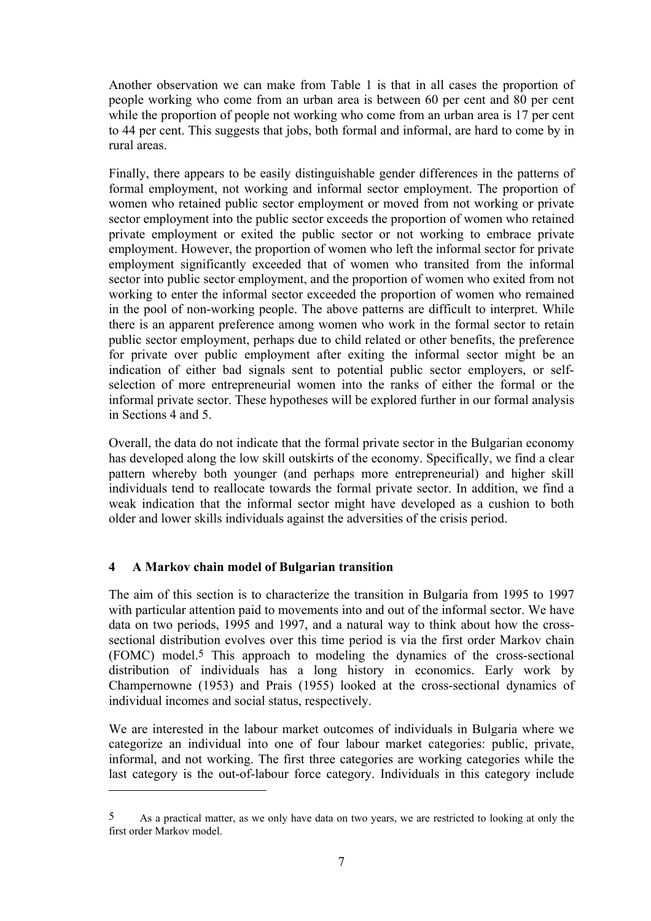Another observation we can make from Table 1 is that in all cases the proportion of people working who come from an urban area is between 60 per cent and 80 per cent while the proportion of people not working who come from an urban area is 17 per cent to 44 per cent. This suggests that jobs, both formal and informal, are hard to come by in rural areas.

Finally, there appears to be easily distinguishable gender differences in the patterns of formal employment, not working and informal sector employment. The proportion of women who retained public sector employment or moved from not working or private sector employment into the public sector exceeds the proportion of women who retained private employment or exited the public sector or not working to embrace private employment. However, the proportion of women who left the informal sector for private employment significantly exceeded that of women who transited from the informal sector into public sector employment, and the proportion of women who exited from not working to enter the informal sector exceeded the proportion of women who remained in the pool of non-working people. The above patterns are difficult to interpret. While there is an apparent preference among women who work in the formal sector to retain public sector employment, perhaps due to child related or other benefits, the preference for private over public employment after exiting the informal sector might be an indication of either bad signals sent to potential public sector employers, or self-selection of more entrepreneurial women into the ranks of either the formal or the informal private sector. These hypotheses will be explored further in our formal analysis in Sections 4 and 5.

Overall, the data do not indicate that the formal private sector in the Bulgarian economy has developed along the low skill outskirts of the economy. Specifically, we find a clear pattern whereby both younger (and perhaps more entrepreneurial) and higher skill individuals tend to reallocate towards the formal private sector. In addition, we find a weak indication that the informal sector might have developed as a cushion to both older and lower skills individuals against the adversities of the crisis period.

## 4 A Markov chain model of Bulgarian transition

The aim of this section is to characterize the transition in Bulgaria from 1995 to 1997 with particular attention paid to movements into and out of the informal sector. We have data on two periods, 1995 and 1997, and a natural way to think about how the cross-sectional distribution evolves over this time period is via the first order Markov chain (FOMC) model.[5] This approach to modeling the dynamics of the cross-sectional distribution of individuals has a long history in economics. Early work by Champernowne (1953) and Prais (1955) looked at the cross-sectional dynamics of individual incomes and social status, respectively.

We are interested in the labour market outcomes of individuals in Bulgaria where we categorize an individual into one of four labour market categories: public, private, informal, and not working. The first three categories are working categories while the last category is the out-of-labour force category. Individuals in this category include

---

[5] As a practical matter, as we only have data on two years, we are restricted to looking at only the first order Markov model.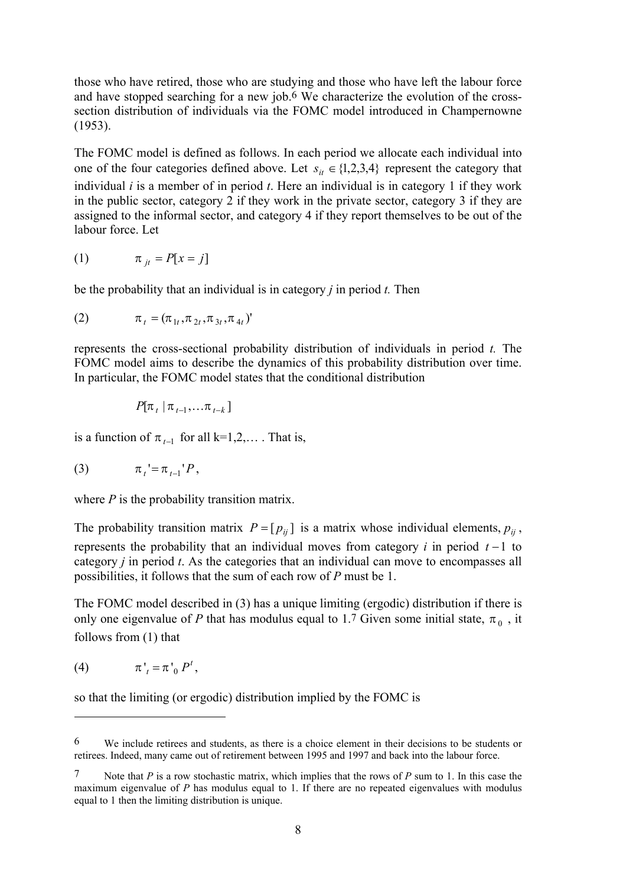those who have retired, those who are studying and those who have left the labour force and have stopped searching for a new job.[6] We characterize the evolution of the cross-section distribution of individuals via the FOMC model introduced in Champernowne (1953).

The FOMC model is defined as follows. In each period we allocate each individual into one of the four categories defined above. Let $s_{it} \in \{1,2,3,4\}$ represent the category that individual *i* is a member of in period *t*. Here an individual is in category 1 if they work in the public sector, category 2 if they work in the private sector, category 3 if they are assigned to the informal sector, and category 4 if they report themselves to be out of the labour force. Let

$$\text{(1)} \qquad \pi_{jt} = P[x = j]$$

be the probability that an individual is in category *j* in period *t.* Then

$$\text{(2)} \qquad \pi_t = (\pi_{1t}, \pi_{2t}, \pi_{3t}, \pi_{4t})'$$

represents the cross-sectional probability distribution of individuals in period *t.* The FOMC model aims to describe the dynamics of this probability distribution over time. In particular, the FOMC model states that the conditional distribution

$$P[\pi_t \mid \pi_{t-1}, \ldots \pi_{t-k}]$$

is a function of $\pi_{t-1}$ for all k=1,2,… . That is,

$$\text{(3)} \qquad \pi_t' = \pi_{t-1}' P,$$

where *P* is the probability transition matrix.

The probability transition matrix $P = [p_{ij}]$ is a matrix whose individual elements, $p_{ij}$, represents the probability that an individual moves from category *i* in period $t-1$ to category *j* in period *t*. As the categories that an individual can move to encompasses all possibilities, it follows that the sum of each row of *P* must be 1.

The FOMC model described in (3) has a unique limiting (ergodic) distribution if there is only one eigenvalue of *P* that has modulus equal to 1.[7] Given some initial state, $\pi_0$, it follows from (1) that

$$\text{(4)} \qquad \pi'_t = \pi'_0 P^t,$$

so that the limiting (or ergodic) distribution implied by the FOMC is

---

[6] We include retirees and students, as there is a choice element in their decisions to be students or retirees. Indeed, many came out of retirement between 1995 and 1997 and back into the labour force.

[7] Note that *P* is a row stochastic matrix, which implies that the rows of *P* sum to 1. In this case the maximum eigenvalue of *P* has modulus equal to 1. If there are no repeated eigenvalues with modulus equal to 1 then the limiting distribution is unique.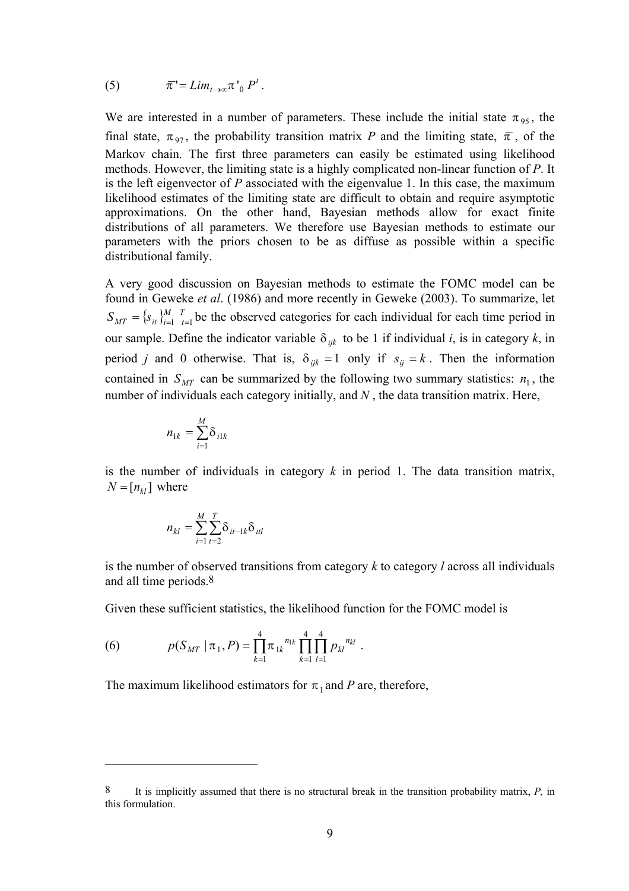(5) $$\bar{\pi}' = Lim_{t \to \infty} \pi'_0 \, P^t .$$

We are interested in a number of parameters. These include the initial state $\pi_{95}$, the final state, $\pi_{97}$, the probability transition matrix *P* and the limiting state, $\bar{\pi}$, of the Markov chain. The first three parameters can easily be estimated using likelihood methods. However, the limiting state is a highly complicated non-linear function of *P*. It is the left eigenvector of *P* associated with the eigenvalue 1. In this case, the maximum likelihood estimates of the limiting state are difficult to obtain and require asymptotic approximations. On the other hand, Bayesian methods allow for exact finite distributions of all parameters. We therefore use Bayesian methods to estimate our parameters with the priors chosen to be as diffuse as possible within a specific distributional family.

A very good discussion on Bayesian methods to estimate the FOMC model can be found in Geweke *et al*. (1986) and more recently in Geweke (2003). To summarize, let $S_{MT} = \{s_{it}\}_{i=1}^{M} {}_{t=1}^{T}$ be the observed categories for each individual for each time period in our sample. Define the indicator variable $\delta_{ijk}$ to be 1 if individual *i*, is in category *k*, in period *j* and 0 otherwise. That is, $\delta_{ijk} = 1$ only if $s_{ij} = k$. Then the information contained in $S_{MT}$ can be summarized by the following two summary statistics: $n_1$, the number of individuals each category initially, and *N* , the data transition matrix. Here,

$$n_{1k} = \sum_{i=1}^{M} \delta_{i1k}$$

is the number of individuals in category *k* in period 1. The data transition matrix, $N = [n_{kl}]$ where

$$n_{kl} = \sum_{i=1}^{M} \sum_{t=2}^{T} \delta_{it-1k} \delta_{itl}$$

is the number of observed transitions from category *k* to category *l* across all individuals and all time periods.[8]

Given these sufficient statistics, the likelihood function for the FOMC model is

(6) $$p(S_{MT} \mid \pi_1, P) = \prod_{k=1}^{4} \pi_{1k}{}^{n_{1k}} \prod_{k=1}^{4} \prod_{l=1}^{4} p_{kl}{}^{n_{kl}} .$$

The maximum likelihood estimators for $\pi_1$ and *P* are, therefore,

---

[8] It is implicitly assumed that there is no structural break in the transition probability matrix, *P,* in this formulation.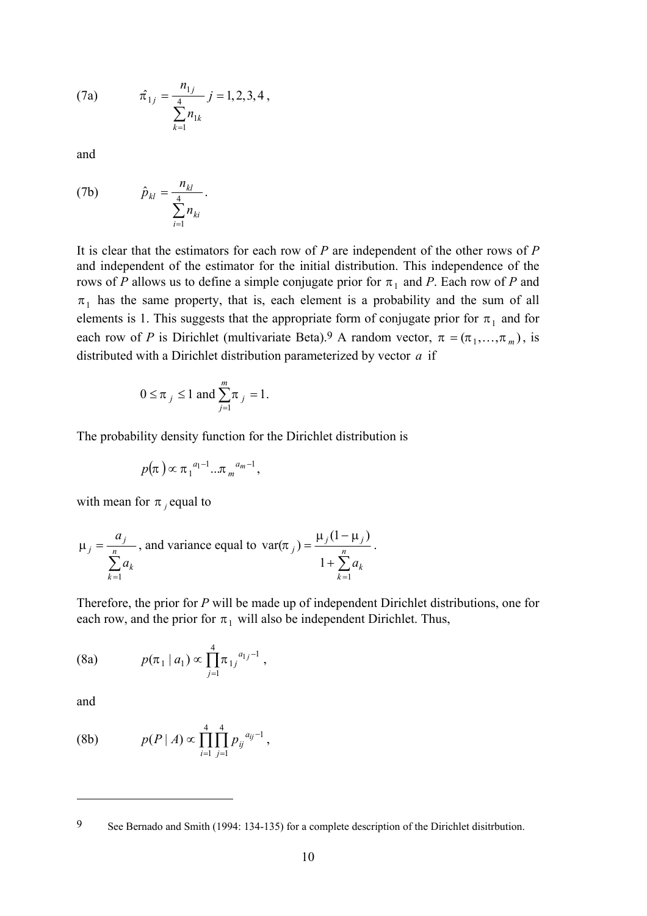(7a) $$\hat{\pi}_{1j} = \frac{n_{1j}}{\sum_{k=1}^{4} n_{1k}} \quad j = 1, 2, 3, 4,$$

and

(7b) $$\hat{p}_{kl} = \frac{n_{kl}}{\sum_{i=1}^{4} n_{ki}}.$$

It is clear that the estimators for each row of $P$ are independent of the other rows of $P$ and independent of the estimator for the initial distribution. This independence of the rows of $P$ allows us to define a simple conjugate prior for $\pi_1$ and $P$. Each row of $P$ and $\pi_1$ has the same property, that is, each element is a probability and the sum of all elements is 1. This suggests that the appropriate form of conjugate prior for $\pi_1$ and for each row of $P$ is Dirichlet (multivariate Beta).[9] A random vector, $\pi = (\pi_1, \ldots, \pi_m)$, is distributed with a Dirichlet distribution parameterized by vector $a$ if

$$0 \leq \pi_j \leq 1 \text{ and } \sum_{j=1}^{m} \pi_j = 1.$$

The probability density function for the Dirichlet distribution is

$$p(\pi) \propto \pi_1^{a_1 - 1} \ldots \pi_m^{a_m - 1},$$

with mean for $\pi_j$ equal to

$$\mu_j = \frac{a_j}{\sum_{k=1}^{n} a_k}, \text{ and variance equal to } \operatorname{var}(\pi_j) = \frac{\mu_j (1 - \mu_j)}{1 + \sum_{k=1}^{n} a_k}.$$

Therefore, the prior for $P$ will be made up of independent Dirichlet distributions, one for each row, and the prior for $\pi_1$ will also be independent Dirichlet. Thus,

(8a) $$p(\pi_1 \mid a_1) \propto \prod_{j=1}^{4} \pi_{1j}^{a_{1j} - 1},$$

and

(8b) $$p(P \mid A) \propto \prod_{i=1}^{4} \prod_{j=1}^{4} p_{ij}^{a_{ij} - 1},$$

---

[9] See Bernado and Smith (1994: 134-135) for a complete description of the Dirichlet disitrbution.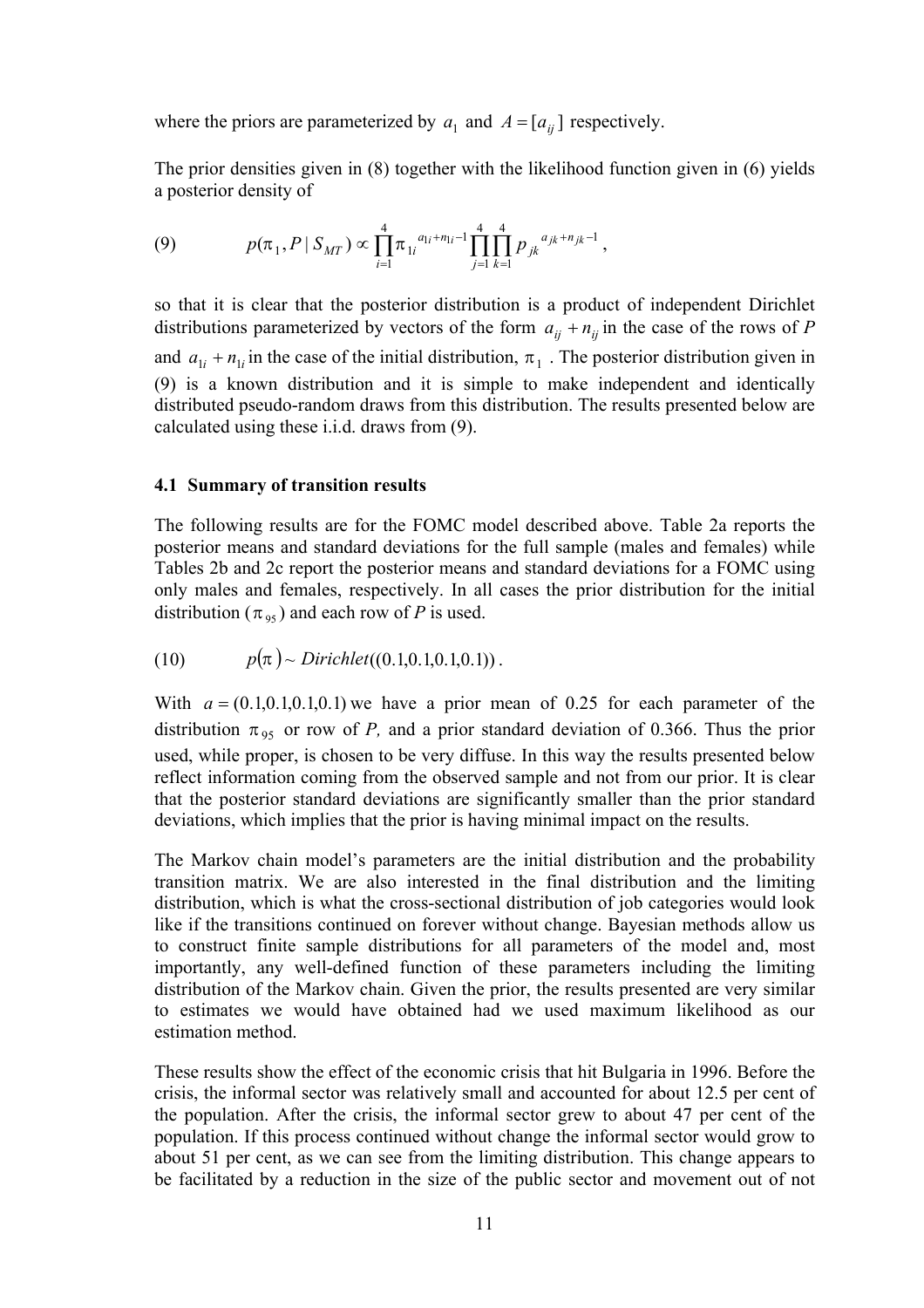where the priors are parameterized by $a_1$ and $A = [a_{ij}]$ respectively.

The prior densities given in (8) together with the likelihood function given in (6) yields a posterior density of

$$(9) \qquad p(\pi_1, P \mid S_{MT}) \propto \prod_{i=1}^{4} \pi_{1i}^{\,a_{1i}+n_{1i}-1} \prod_{j=1}^{4}\prod_{k=1}^{4} p_{jk}^{\,a_{jk}+n_{jk}-1},$$

so that it is clear that the posterior distribution is a product of independent Dirichlet distributions parameterized by vectors of the form $a_{ij} + n_{ij}$ in the case of the rows of *P* and $a_{1i} + n_{1i}$ in the case of the initial distribution, $\pi_1$. The posterior distribution given in (9) is a known distribution and it is simple to make independent and identically distributed pseudo-random draws from this distribution. The results presented below are calculated using these i.i.d. draws from (9).

### 4.1 Summary of transition results

The following results are for the FOMC model described above. Table 2a reports the posterior means and standard deviations for the full sample (males and females) while Tables 2b and 2c report the posterior means and standard deviations for a FOMC using only males and females, respectively. In all cases the prior distribution for the initial distribution ($\pi_{95}$) and each row of *P* is used.

$$(10) \qquad p(\pi) \sim Dirichlet((0.1, 0.1, 0.1, 0.1)).$$

With $a = (0.1, 0.1, 0.1, 0.1)$ we have a prior mean of 0.25 for each parameter of the distribution $\pi_{95}$ or row of *P,* and a prior standard deviation of 0.366. Thus the prior used, while proper, is chosen to be very diffuse. In this way the results presented below reflect information coming from the observed sample and not from our prior. It is clear that the posterior standard deviations are significantly smaller than the prior standard deviations, which implies that the prior is having minimal impact on the results.

The Markov chain model's parameters are the initial distribution and the probability transition matrix. We are also interested in the final distribution and the limiting distribution, which is what the cross-sectional distribution of job categories would look like if the transitions continued on forever without change. Bayesian methods allow us to construct finite sample distributions for all parameters of the model and, most importantly, any well-defined function of these parameters including the limiting distribution of the Markov chain. Given the prior, the results presented are very similar to estimates we would have obtained had we used maximum likelihood as our estimation method.

These results show the effect of the economic crisis that hit Bulgaria in 1996. Before the crisis, the informal sector was relatively small and accounted for about 12.5 per cent of the population. After the crisis, the informal sector grew to about 47 per cent of the population. If this process continued without change the informal sector would grow to about 51 per cent, as we can see from the limiting distribution. This change appears to be facilitated by a reduction in the size of the public sector and movement out of not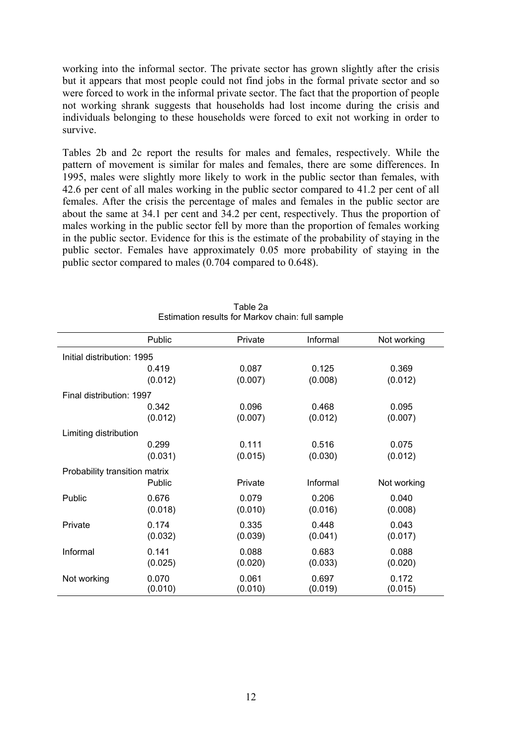working into the informal sector. The private sector has grown slightly after the crisis but it appears that most people could not find jobs in the formal private sector and so were forced to work in the informal private sector. The fact that the proportion of people not working shrank suggests that households had lost income during the crisis and individuals belonging to these households were forced to exit not working in order to survive.

Tables 2b and 2c report the results for males and females, respectively. While the pattern of movement is similar for males and females, there are some differences. In 1995, males were slightly more likely to work in the public sector than females, with 42.6 per cent of all males working in the public sector compared to 41.2 per cent of all females. After the crisis the percentage of males and females in the public sector are about the same at 34.1 per cent and 34.2 per cent, respectively. Thus the proportion of males working in the public sector fell by more than the proportion of females working in the public sector. Evidence for this is the estimate of the probability of staying in the public sector. Females have approximately 0.05 more probability of staying in the public sector compared to males (0.704 compared to 0.648).

Table 2a
Estimation results for Markov chain: full sample

| | Public | Private | Informal | Not working |
|---|---|---|---|---|
| Initial distribution: 1995 | | | | |
| | 0.419 | 0.087 | 0.125 | 0.369 |
| | (0.012) | (0.007) | (0.008) | (0.012) |
| Final distribution: 1997 | | | | |
| | 0.342 | 0.096 | 0.468 | 0.095 |
| | (0.012) | (0.007) | (0.012) | (0.007) |
| Limiting distribution | | | | |
| | 0.299 | 0.111 | 0.516 | 0.075 |
| | (0.031) | (0.015) | (0.030) | (0.012) |
| Probability transition matrix | Public | Private | Informal | Not working |
| Public | 0.676 | 0.079 | 0.206 | 0.040 |
| | (0.018) | (0.010) | (0.016) | (0.008) |
| Private | 0.174 | 0.335 | 0.448 | 0.043 |
| | (0.032) | (0.039) | (0.041) | (0.017) |
| Informal | 0.141 | 0.088 | 0.683 | 0.088 |
| | (0.025) | (0.020) | (0.033) | (0.020) |
| Not working | 0.070 | 0.061 | 0.697 | 0.172 |
| | (0.010) | (0.010) | (0.019) | (0.015) |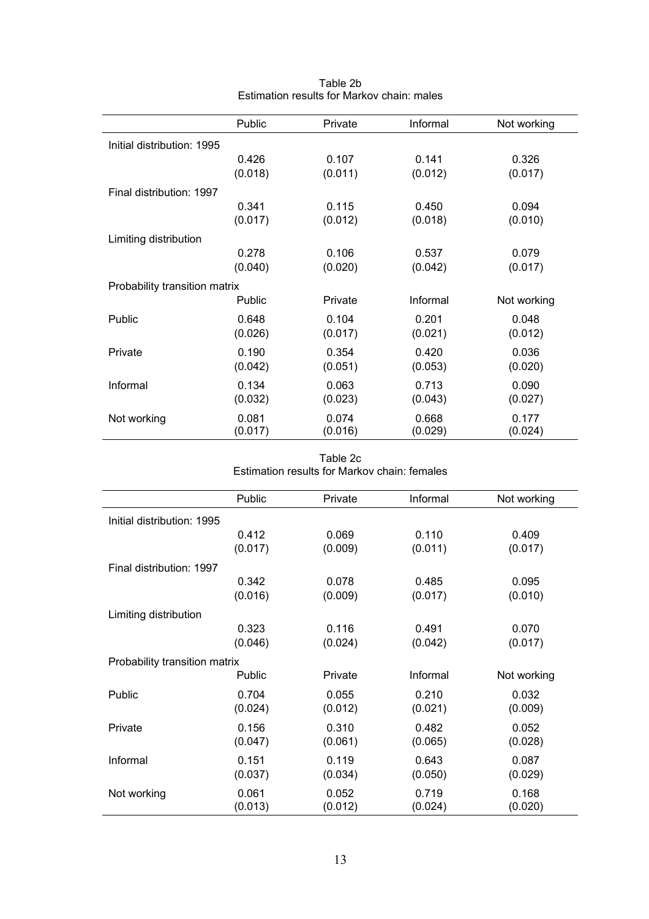Table 2b
Estimation results for Markov chain: males

| | Public | Private | Informal | Not working |
|---|---|---|---|---|
| Initial distribution: 1995 | | | | |
| | 0.426 | 0.107 | 0.141 | 0.326 |
| | (0.018) | (0.011) | (0.012) | (0.017) |
| Final distribution: 1997 | | | | |
| | 0.341 | 0.115 | 0.450 | 0.094 |
| | (0.017) | (0.012) | (0.018) | (0.010) |
| Limiting distribution | | | | |
| | 0.278 | 0.106 | 0.537 | 0.079 |
| | (0.040) | (0.020) | (0.042) | (0.017) |
| Probability transition matrix | | | | |
| | Public | Private | Informal | Not working |
| Public | 0.648 | 0.104 | 0.201 | 0.048 |
| | (0.026) | (0.017) | (0.021) | (0.012) |
| Private | 0.190 | 0.354 | 0.420 | 0.036 |
| | (0.042) | (0.051) | (0.053) | (0.020) |
| Informal | 0.134 | 0.063 | 0.713 | 0.090 |
| | (0.032) | (0.023) | (0.043) | (0.027) |
| Not working | 0.081 | 0.074 | 0.668 | 0.177 |
| | (0.017) | (0.016) | (0.029) | (0.024) |

Table 2c
Estimation results for Markov chain: females

| | Public | Private | Informal | Not working |
|---|---|---|---|---|
| Initial distribution: 1995 | | | | |
| | 0.412 | 0.069 | 0.110 | 0.409 |
| | (0.017) | (0.009) | (0.011) | (0.017) |
| Final distribution: 1997 | | | | |
| | 0.342 | 0.078 | 0.485 | 0.095 |
| | (0.016) | (0.009) | (0.017) | (0.010) |
| Limiting distribution | | | | |
| | 0.323 | 0.116 | 0.491 | 0.070 |
| | (0.046) | (0.024) | (0.042) | (0.017) |
| Probability transition matrix | | | | |
| | Public | Private | Informal | Not working |
| Public | 0.704 | 0.055 | 0.210 | 0.032 |
| | (0.024) | (0.012) | (0.021) | (0.009) |
| Private | 0.156 | 0.310 | 0.482 | 0.052 |
| | (0.047) | (0.061) | (0.065) | (0.028) |
| Informal | 0.151 | 0.119 | 0.643 | 0.087 |
| | (0.037) | (0.034) | (0.050) | (0.029) |
| Not working | 0.061 | 0.052 | 0.719 | 0.168 |
| | (0.013) | (0.012) | (0.024) | (0.020) |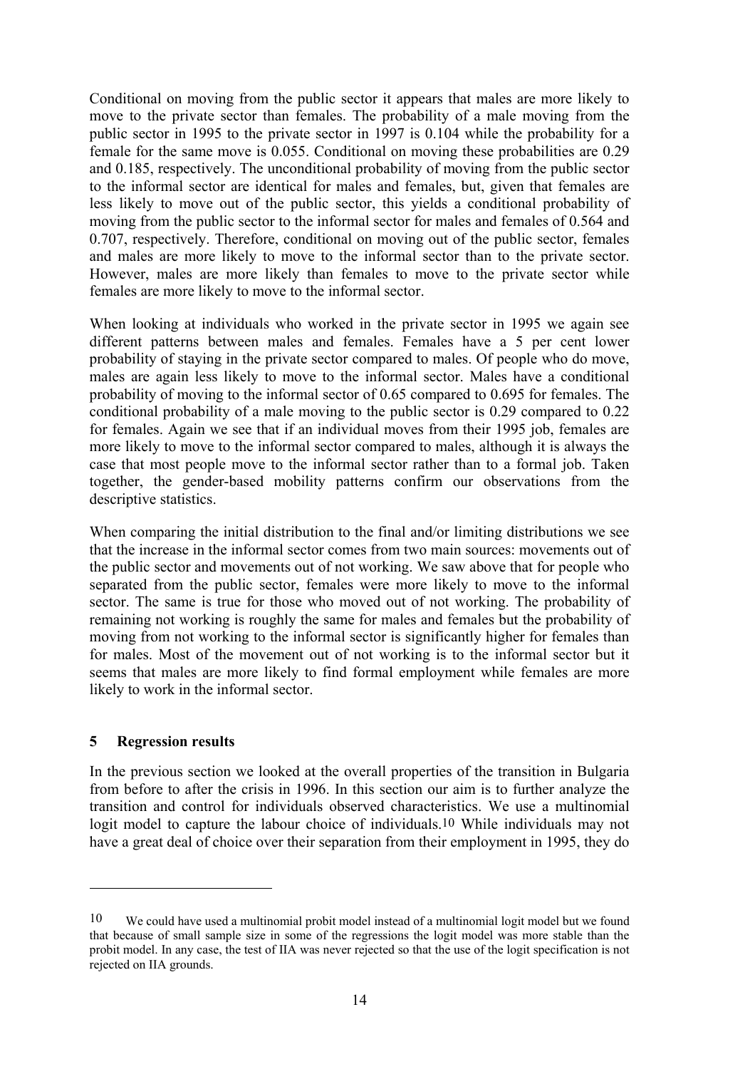Conditional on moving from the public sector it appears that males are more likely to move to the private sector than females. The probability of a male moving from the public sector in 1995 to the private sector in 1997 is 0.104 while the probability for a female for the same move is 0.055. Conditional on moving these probabilities are 0.29 and 0.185, respectively. The unconditional probability of moving from the public sector to the informal sector are identical for males and females, but, given that females are less likely to move out of the public sector, this yields a conditional probability of moving from the public sector to the informal sector for males and females of 0.564 and 0.707, respectively. Therefore, conditional on moving out of the public sector, females and males are more likely to move to the informal sector than to the private sector. However, males are more likely than females to move to the private sector while females are more likely to move to the informal sector.

When looking at individuals who worked in the private sector in 1995 we again see different patterns between males and females. Females have a 5 per cent lower probability of staying in the private sector compared to males. Of people who do move, males are again less likely to move to the informal sector. Males have a conditional probability of moving to the informal sector of 0.65 compared to 0.695 for females. The conditional probability of a male moving to the public sector is 0.29 compared to 0.22 for females. Again we see that if an individual moves from their 1995 job, females are more likely to move to the informal sector compared to males, although it is always the case that most people move to the informal sector rather than to a formal job. Taken together, the gender-based mobility patterns confirm our observations from the descriptive statistics.

When comparing the initial distribution to the final and/or limiting distributions we see that the increase in the informal sector comes from two main sources: movements out of the public sector and movements out of not working. We saw above that for people who separated from the public sector, females were more likely to move to the informal sector. The same is true for those who moved out of not working. The probability of remaining not working is roughly the same for males and females but the probability of moving from not working to the informal sector is significantly higher for females than for males. Most of the movement out of not working is to the informal sector but it seems that males are more likely to find formal employment while females are more likely to work in the informal sector.

## 5 Regression results

In the previous section we looked at the overall properties of the transition in Bulgaria from before to after the crisis in 1996. In this section our aim is to further analyze the transition and control for individuals observed characteristics. We use a multinomial logit model to capture the labour choice of individuals.[10] While individuals may not have a great deal of choice over their separation from their employment in 1995, they do

---

[10] We could have used a multinomial probit model instead of a multinomial logit model but we found that because of small sample size in some of the regressions the logit model was more stable than the probit model. In any case, the test of IIA was never rejected so that the use of the logit specification is not rejected on IIA grounds.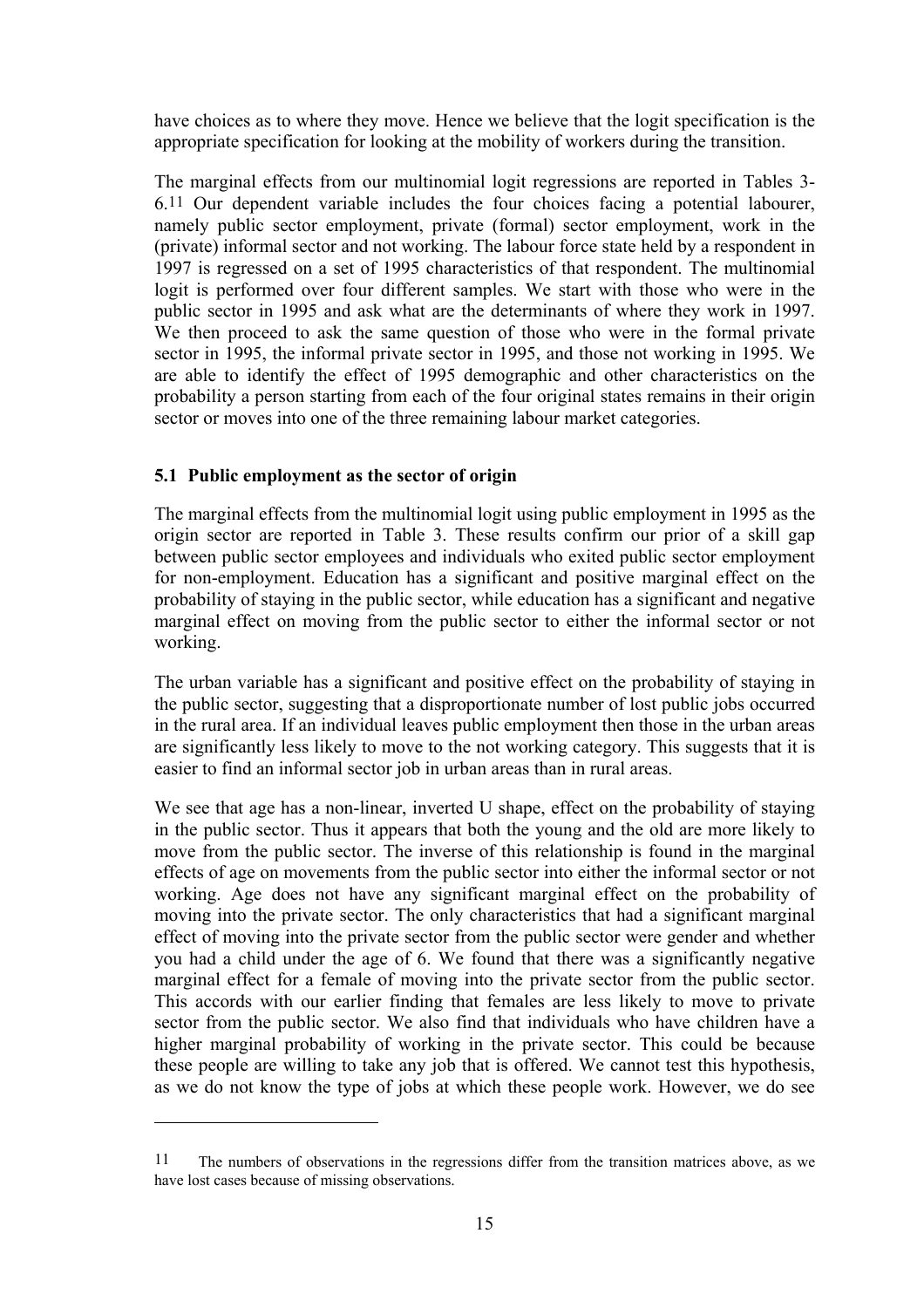have choices as to where they move. Hence we believe that the logit specification is the appropriate specification for looking at the mobility of workers during the transition.

The marginal effects from our multinomial logit regressions are reported in Tables 3-6.[11] Our dependent variable includes the four choices facing a potential labourer, namely public sector employment, private (formal) sector employment, work in the (private) informal sector and not working. The labour force state held by a respondent in 1997 is regressed on a set of 1995 characteristics of that respondent. The multinomial logit is performed over four different samples. We start with those who were in the public sector in 1995 and ask what are the determinants of where they work in 1997. We then proceed to ask the same question of those who were in the formal private sector in 1995, the informal private sector in 1995, and those not working in 1995. We are able to identify the effect of 1995 demographic and other characteristics on the probability a person starting from each of the four original states remains in their origin sector or moves into one of the three remaining labour market categories.

### 5.1 Public employment as the sector of origin

The marginal effects from the multinomial logit using public employment in 1995 as the origin sector are reported in Table 3. These results confirm our prior of a skill gap between public sector employees and individuals who exited public sector employment for non-employment. Education has a significant and positive marginal effect on the probability of staying in the public sector, while education has a significant and negative marginal effect on moving from the public sector to either the informal sector or not working.

The urban variable has a significant and positive effect on the probability of staying in the public sector, suggesting that a disproportionate number of lost public jobs occurred in the rural area. If an individual leaves public employment then those in the urban areas are significantly less likely to move to the not working category. This suggests that it is easier to find an informal sector job in urban areas than in rural areas.

We see that age has a non-linear, inverted U shape, effect on the probability of staying in the public sector. Thus it appears that both the young and the old are more likely to move from the public sector. The inverse of this relationship is found in the marginal effects of age on movements from the public sector into either the informal sector or not working. Age does not have any significant marginal effect on the probability of moving into the private sector. The only characteristics that had a significant marginal effect of moving into the private sector from the public sector were gender and whether you had a child under the age of 6. We found that there was a significantly negative marginal effect for a female of moving into the private sector from the public sector. This accords with our earlier finding that females are less likely to move to private sector from the public sector. We also find that individuals who have children have a higher marginal probability of working in the private sector. This could be because these people are willing to take any job that is offered. We cannot test this hypothesis, as we do not know the type of jobs at which these people work. However, we do see

---

[11] The numbers of observations in the regressions differ from the transition matrices above, as we have lost cases because of missing observations.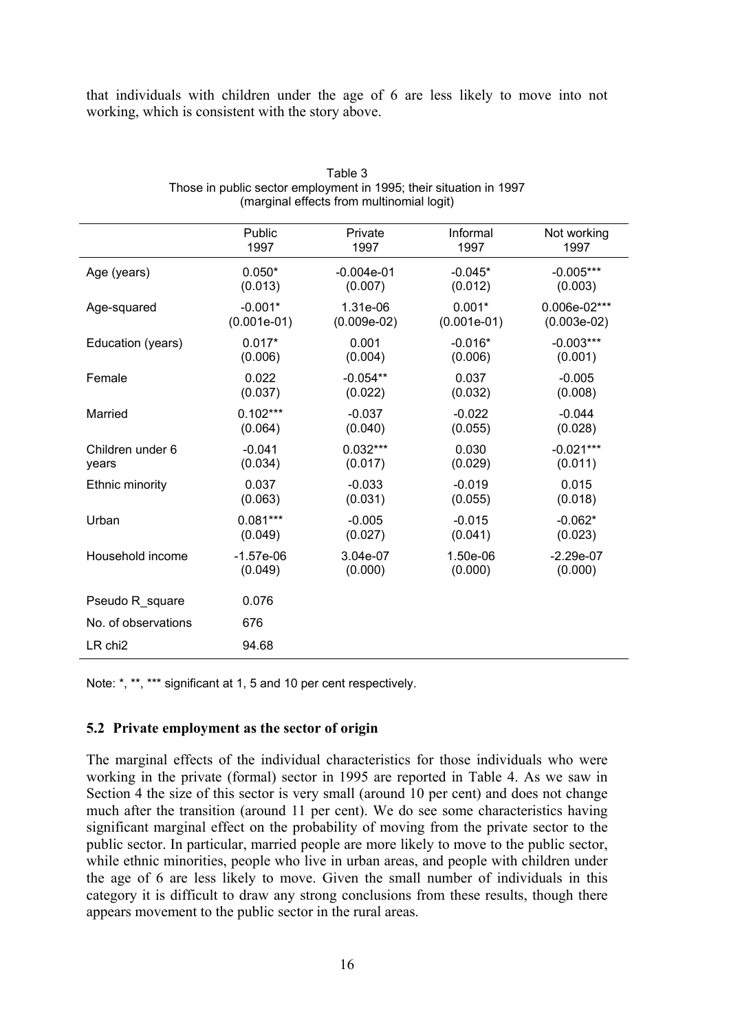that individuals with children under the age of 6 are less likely to move into not working, which is consistent with the story above.

Table 3
Those in public sector employment in 1995; their situation in 1997
(marginal effects from multinomial logit)

| | Public 1997 | Private 1997 | Informal 1997 | Not working 1997 |
|---|---|---|---|---|
| Age (years) | 0.050* | -0.004e-01 | -0.045* | -0.005*** |
| | (0.013) | (0.007) | (0.012) | (0.003) |
| Age-squared | -0.001* | 1.31e-06 | 0.001* | 0.006e-02*** |
| | (0.001e-01) | (0.009e-02) | (0.001e-01) | (0.003e-02) |
| Education (years) | 0.017* | 0.001 | -0.016* | -0.003*** |
| | (0.006) | (0.004) | (0.006) | (0.001) |
| Female | 0.022 | -0.054** | 0.037 | -0.005 |
| | (0.037) | (0.022) | (0.032) | (0.008) |
| Married | 0.102*** | -0.037 | -0.022 | -0.044 |
| | (0.064) | (0.040) | (0.055) | (0.028) |
| Children under 6 years | -0.041 | 0.032*** | 0.030 | -0.021*** |
| | (0.034) | (0.017) | (0.029) | (0.011) |
| Ethnic minority | 0.037 | -0.033 | -0.019 | 0.015 |
| | (0.063) | (0.031) | (0.055) | (0.018) |
| Urban | 0.081*** | -0.005 | -0.015 | -0.062* |
| | (0.049) | (0.027) | (0.041) | (0.023) |
| Household income | -1.57e-06 | 3.04e-07 | 1.50e-06 | -2.29e-07 |
| | (0.049) | (0.000) | (0.000) | (0.000) |
| Pseudo R_square | 0.076 | | | |
| No. of observations | 676 | | | |
| LR chi2 | 94.68 | | | |

Note: *, **, *** significant at 1, 5 and 10 per cent respectively.

### 5.2 Private employment as the sector of origin

The marginal effects of the individual characteristics for those individuals who were working in the private (formal) sector in 1995 are reported in Table 4. As we saw in Section 4 the size of this sector is very small (around 10 per cent) and does not change much after the transition (around 11 per cent). We do see some characteristics having significant marginal effect on the probability of moving from the private sector to the public sector. In particular, married people are more likely to move to the public sector, while ethnic minorities, people who live in urban areas, and people with children under the age of 6 are less likely to move. Given the small number of individuals in this category it is difficult to draw any strong conclusions from these results, though there appears movement to the public sector in the rural areas.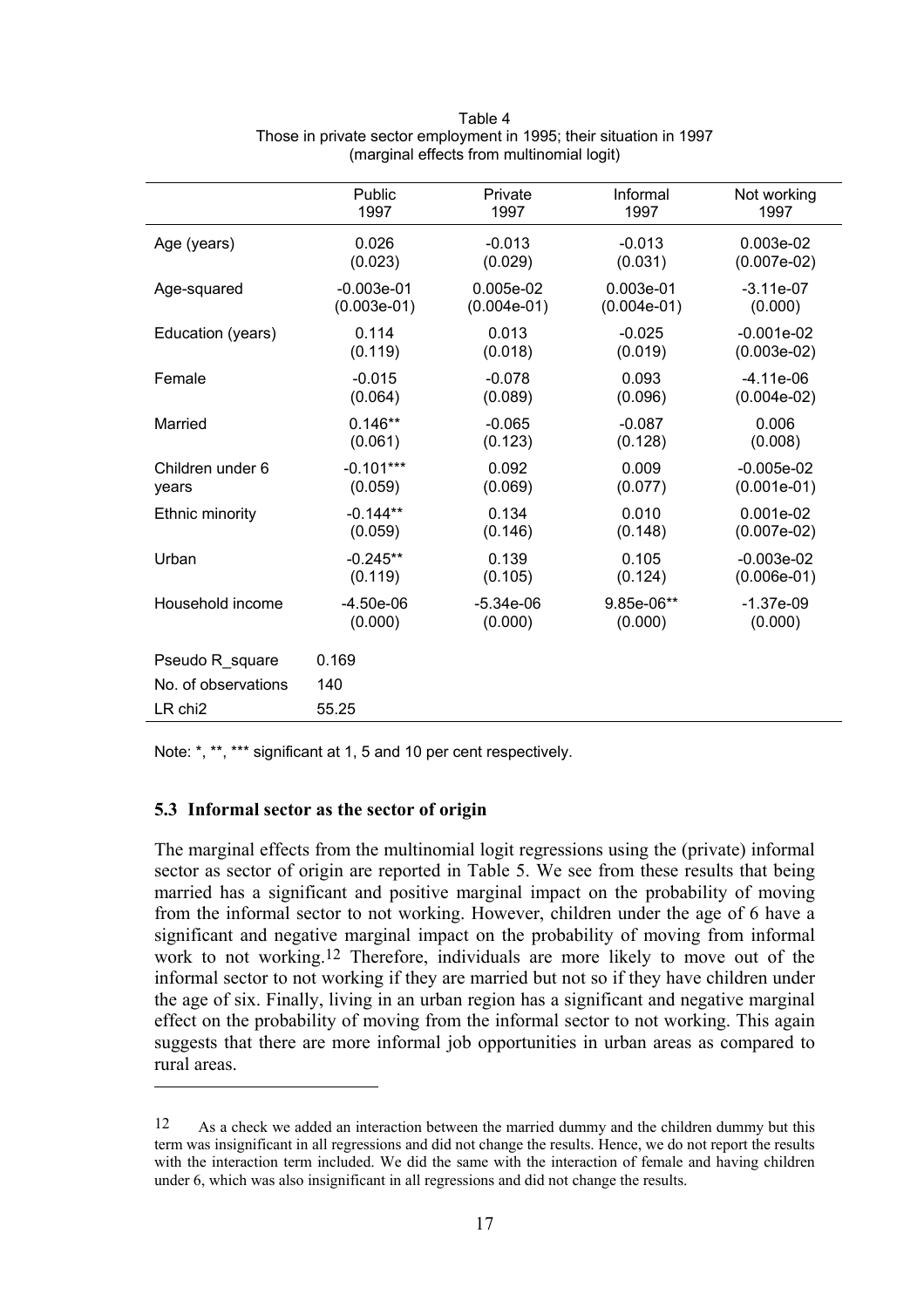Table 4
Those in private sector employment in 1995; their situation in 1997
(marginal effects from multinomial logit)

| | Public 1997 | Private 1997 | Informal 1997 | Not working 1997 |
|---|---|---|---|---|
| Age (years) | 0.026 | -0.013 | -0.013 | 0.003e-02 |
| | (0.023) | (0.029) | (0.031) | (0.007e-02) |
| Age-squared | -0.003e-01 | 0.005e-02 | 0.003e-01 | -3.11e-07 |
| | (0.003e-01) | (0.004e-01) | (0.004e-01) | (0.000) |
| Education (years) | 0.114 | 0.013 | -0.025 | -0.001e-02 |
| | (0.119) | (0.018) | (0.019) | (0.003e-02) |
| Female | -0.015 | -0.078 | 0.093 | -4.11e-06 |
| | (0.064) | (0.089) | (0.096) | (0.004e-02) |
| Married | 0.146** | -0.065 | -0.087 | 0.006 |
| | (0.061) | (0.123) | (0.128) | (0.008) |
| Children under 6 years | -0.101*** | 0.092 | 0.009 | -0.005e-02 |
| | (0.059) | (0.069) | (0.077) | (0.001e-01) |
| Ethnic minority | -0.144** | 0.134 | 0.010 | 0.001e-02 |
| | (0.059) | (0.146) | (0.148) | (0.007e-02) |
| Urban | -0.245** | 0.139 | 0.105 | -0.003e-02 |
| | (0.119) | (0.105) | (0.124) | (0.006e-01) |
| Household income | -4.50e-06 | -5.34e-06 | 9.85e-06** | -1.37e-09 |
| | (0.000) | (0.000) | (0.000) | (0.000) |
| Pseudo R_square | 0.169 | | | |
| No. of observations | 140 | | | |
| LR chi2 | 55.25 | | | |

Note: *, **, *** significant at 1, 5 and 10 per cent respectively.

### 5.3 Informal sector as the sector of origin

The marginal effects from the multinomial logit regressions using the (private) informal sector as sector of origin are reported in Table 5. We see from these results that being married has a significant and positive marginal impact on the probability of moving from the informal sector to not working. However, children under the age of 6 have a significant and negative marginal impact on the probability of moving from informal work to not working.[12] Therefore, individuals are more likely to move out of the informal sector to not working if they are married but not so if they have children under the age of six. Finally, living in an urban region has a significant and negative marginal effect on the probability of moving from the informal sector to not working. This again suggests that there are more informal job opportunities in urban areas as compared to rural areas.

---

[12] As a check we added an interaction between the married dummy and the children dummy but this term was insignificant in all regressions and did not change the results. Hence, we do not report the results with the interaction term included. We did the same with the interaction of female and having children under 6, which was also insignificant in all regressions and did not change the results.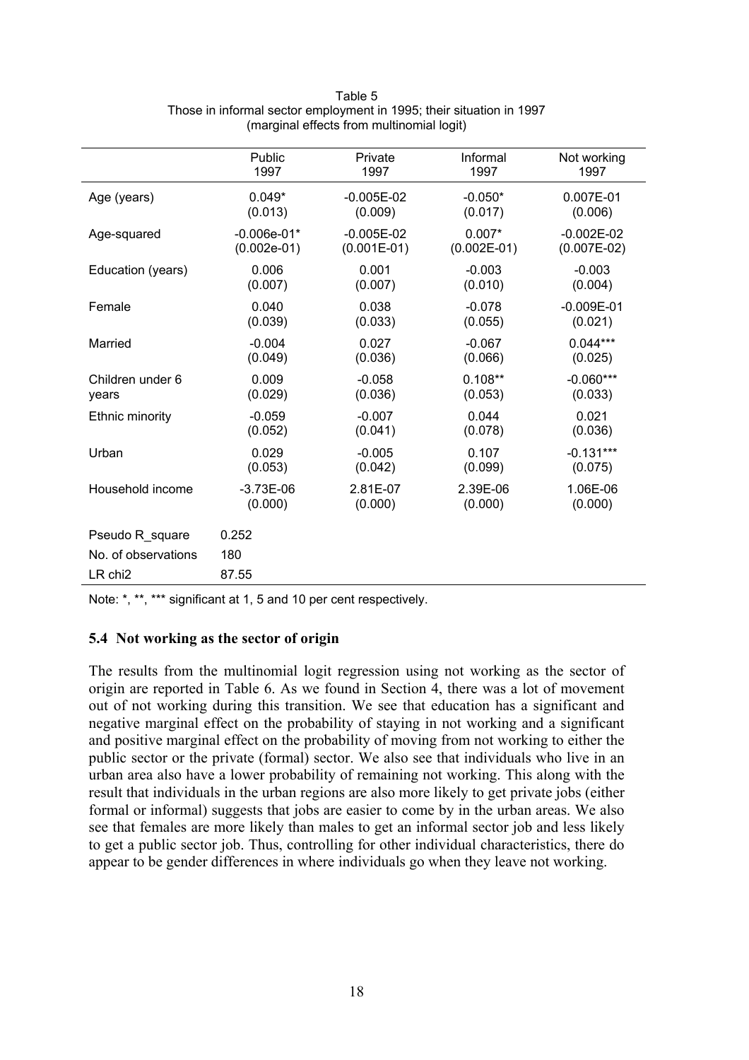Table 5
Those in informal sector employment in 1995; their situation in 1997
(marginal effects from multinomial logit)

| | Public 1997 | Private 1997 | Informal 1997 | Not working 1997 |
|---|---|---|---|---|
| Age (years) | 0.049* | -0.005E-02 | -0.050* | 0.007E-01 |
| | (0.013) | (0.009) | (0.017) | (0.006) |
| Age-squared | -0.006e-01* | -0.005E-02 | 0.007* | -0.002E-02 |
| | (0.002e-01) | (0.001E-01) | (0.002E-01) | (0.007E-02) |
| Education (years) | 0.006 | 0.001 | -0.003 | -0.003 |
| | (0.007) | (0.007) | (0.010) | (0.004) |
| Female | 0.040 | 0.038 | -0.078 | -0.009E-01 |
| | (0.039) | (0.033) | (0.055) | (0.021) |
| Married | -0.004 | 0.027 | -0.067 | 0.044*** |
| | (0.049) | (0.036) | (0.066) | (0.025) |
| Children under 6 years | 0.009 | -0.058 | 0.108** | -0.060*** |
| | (0.029) | (0.036) | (0.053) | (0.033) |
| Ethnic minority | -0.059 | -0.007 | 0.044 | 0.021 |
| | (0.052) | (0.041) | (0.078) | (0.036) |
| Urban | 0.029 | -0.005 | 0.107 | -0.131*** |
| | (0.053) | (0.042) | (0.099) | (0.075) |
| Household income | -3.73E-06 | 2.81E-07 | 2.39E-06 | 1.06E-06 |
| | (0.000) | (0.000) | (0.000) | (0.000) |
| Pseudo R_square | 0.252 | | | |
| No. of observations | 180 | | | |
| LR chi2 | 87.55 | | | |

Note: *, **, *** significant at 1, 5 and 10 per cent respectively.

### 5.4 Not working as the sector of origin

The results from the multinomial logit regression using not working as the sector of origin are reported in Table 6. As we found in Section 4, there was a lot of movement out of not working during this transition. We see that education has a significant and negative marginal effect on the probability of staying in not working and a significant and positive marginal effect on the probability of moving from not working to either the public sector or the private (formal) sector. We also see that individuals who live in an urban area also have a lower probability of remaining not working. This along with the result that individuals in the urban regions are also more likely to get private jobs (either formal or informal) suggests that jobs are easier to come by in the urban areas. We also see that females are more likely than males to get an informal sector job and less likely to get a public sector job. Thus, controlling for other individual characteristics, there do appear to be gender differences in where individuals go when they leave not working.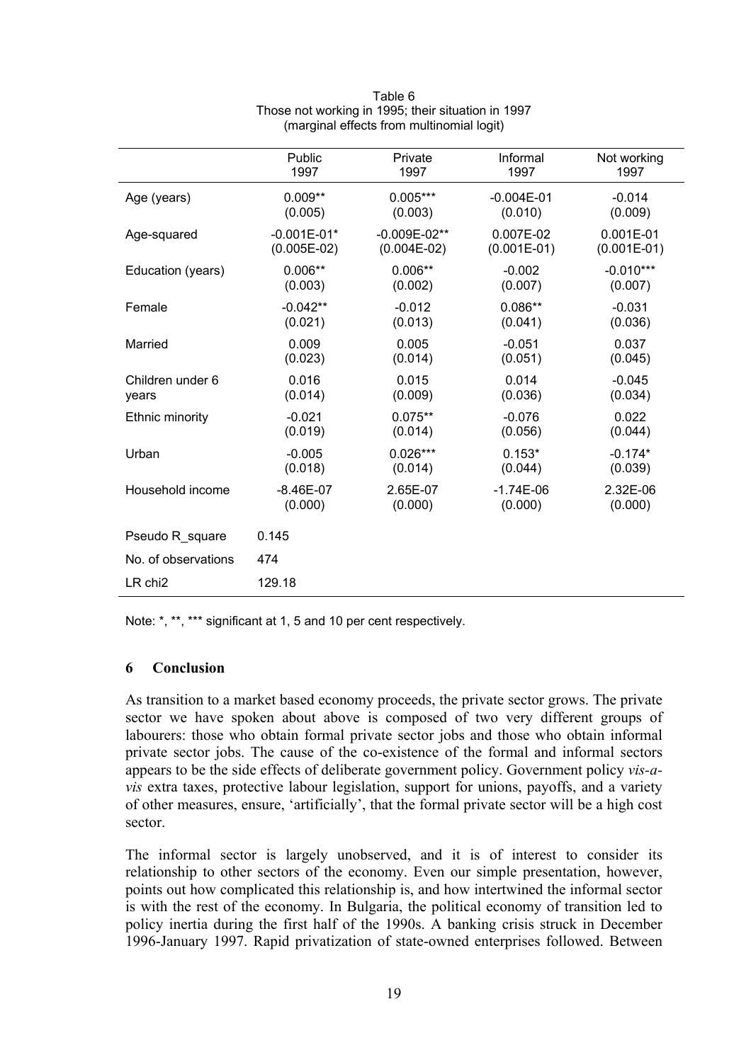Table 6
Those not working in 1995; their situation in 1997
(marginal effects from multinomial logit)

| | Public 1997 | Private 1997 | Informal 1997 | Not working 1997 |
|---|---|---|---|---|
| Age (years) | 0.009** (0.005) | 0.005*** (0.003) | -0.004E-01 (0.010) | -0.014 (0.009) |
| Age-squared | -0.001E-01* (0.005E-02) | -0.009E-02** (0.004E-02) | 0.007E-02 (0.001E-01) | 0.001E-01 (0.001E-01) |
| Education (years) | 0.006** (0.003) | 0.006** (0.002) | -0.002 (0.007) | -0.010*** (0.007) |
| Female | -0.042** (0.021) | -0.012 (0.013) | 0.086** (0.041) | -0.031 (0.036) |
| Married | 0.009 (0.023) | 0.005 (0.014) | -0.051 (0.051) | 0.037 (0.045) |
| Children under 6 years | 0.016 (0.014) | 0.015 (0.009) | 0.014 (0.036) | -0.045 (0.034) |
| Ethnic minority | -0.021 (0.019) | 0.075** (0.014) | -0.076 (0.056) | 0.022 (0.044) |
| Urban | -0.005 (0.018) | 0.026*** (0.014) | 0.153* (0.044) | -0.174* (0.039) |
| Household income | -8.46E-07 (0.000) | 2.65E-07 (0.000) | -1.74E-06 (0.000) | 2.32E-06 (0.000) |
| Pseudo R_square | 0.145 | | | |
| No. of observations | 474 | | | |
| LR chi2 | 129.18 | | | |

Note: *, **, *** significant at 1, 5 and 10 per cent respectively.

## 6 Conclusion

As transition to a market based economy proceeds, the private sector grows. The private sector we have spoken about above is composed of two very different groups of labourers: those who obtain formal private sector jobs and those who obtain informal private sector jobs. The cause of the co-existence of the formal and informal sectors appears to be the side effects of deliberate government policy. Government policy *vis-a-vis* extra taxes, protective labour legislation, support for unions, payoffs, and a variety of other measures, ensure, 'artificially', that the formal private sector will be a high cost sector.

The informal sector is largely unobserved, and it is of interest to consider its relationship to other sectors of the economy. Even our simple presentation, however, points out how complicated this relationship is, and how intertwined the informal sector is with the rest of the economy. In Bulgaria, the political economy of transition led to policy inertia during the first half of the 1990s. A banking crisis struck in December 1996-January 1997. Rapid privatization of state-owned enterprises followed. Between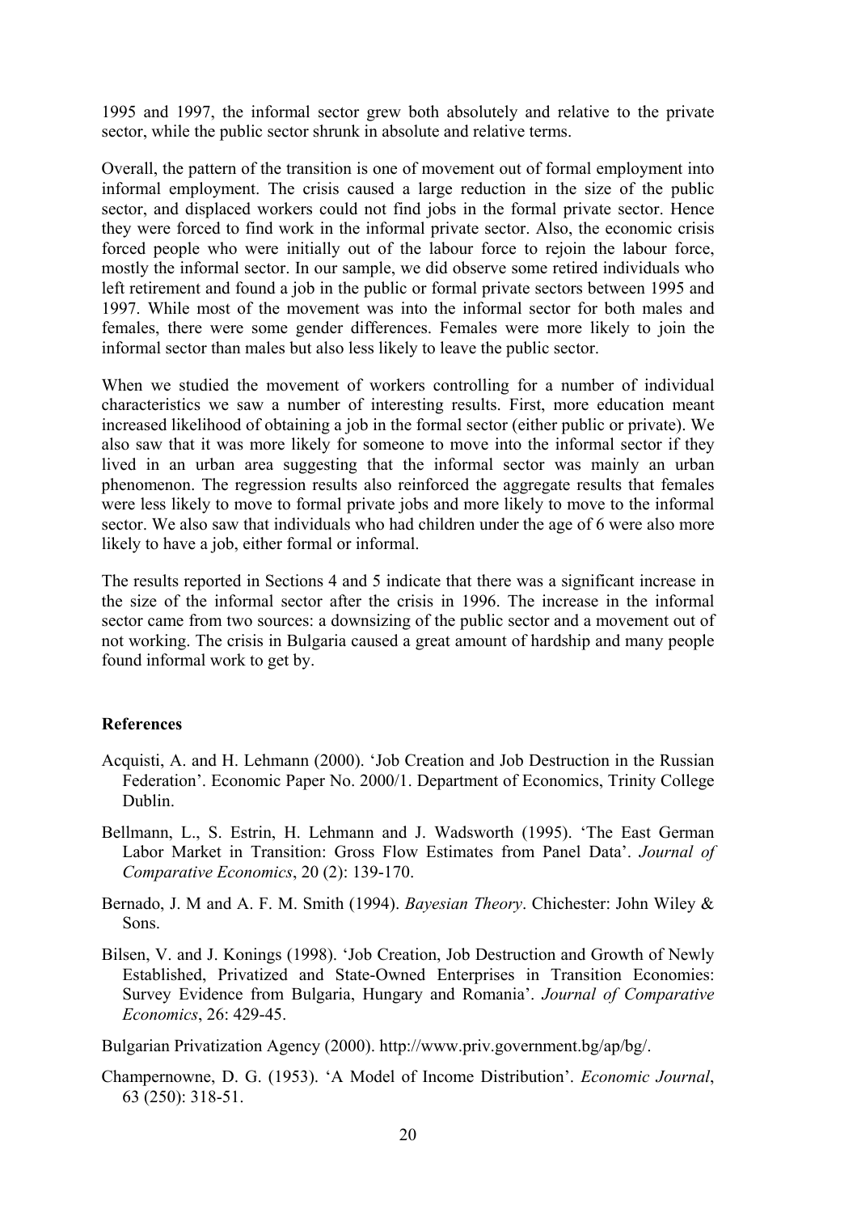1995 and 1997, the informal sector grew both absolutely and relative to the private sector, while the public sector shrunk in absolute and relative terms.

Overall, the pattern of the transition is one of movement out of formal employment into informal employment. The crisis caused a large reduction in the size of the public sector, and displaced workers could not find jobs in the formal private sector. Hence they were forced to find work in the informal private sector. Also, the economic crisis forced people who were initially out of the labour force to rejoin the labour force, mostly the informal sector. In our sample, we did observe some retired individuals who left retirement and found a job in the public or formal private sectors between 1995 and 1997. While most of the movement was into the informal sector for both males and females, there were some gender differences. Females were more likely to join the informal sector than males but also less likely to leave the public sector.

When we studied the movement of workers controlling for a number of individual characteristics we saw a number of interesting results. First, more education meant increased likelihood of obtaining a job in the formal sector (either public or private). We also saw that it was more likely for someone to move into the informal sector if they lived in an urban area suggesting that the informal sector was mainly an urban phenomenon. The regression results also reinforced the aggregate results that females were less likely to move to formal private jobs and more likely to move to the informal sector. We also saw that individuals who had children under the age of 6 were also more likely to have a job, either formal or informal.

The results reported in Sections 4 and 5 indicate that there was a significant increase in the size of the informal sector after the crisis in 1996. The increase in the informal sector came from two sources: a downsizing of the public sector and a movement out of not working. The crisis in Bulgaria caused a great amount of hardship and many people found informal work to get by.

**References**

Acquisti, A. and H. Lehmann (2000). 'Job Creation and Job Destruction in the Russian Federation'. Economic Paper No. 2000/1. Department of Economics, Trinity College Dublin.

Bellmann, L., S. Estrin, H. Lehmann and J. Wadsworth (1995). 'The East German Labor Market in Transition: Gross Flow Estimates from Panel Data'. *Journal of Comparative Economics*, 20 (2): 139-170.

Bernado, J. M and A. F. M. Smith (1994). *Bayesian Theory*. Chichester: John Wiley & Sons.

Bilsen, V. and J. Konings (1998). 'Job Creation, Job Destruction and Growth of Newly Established, Privatized and State-Owned Enterprises in Transition Economies: Survey Evidence from Bulgaria, Hungary and Romania'. *Journal of Comparative Economics*, 26: 429-45.

Bulgarian Privatization Agency (2000). http://www.priv.government.bg/ap/bg/.

Champernowne, D. G. (1953). 'A Model of Income Distribution'. *Economic Journal*, 63 (250): 318-51.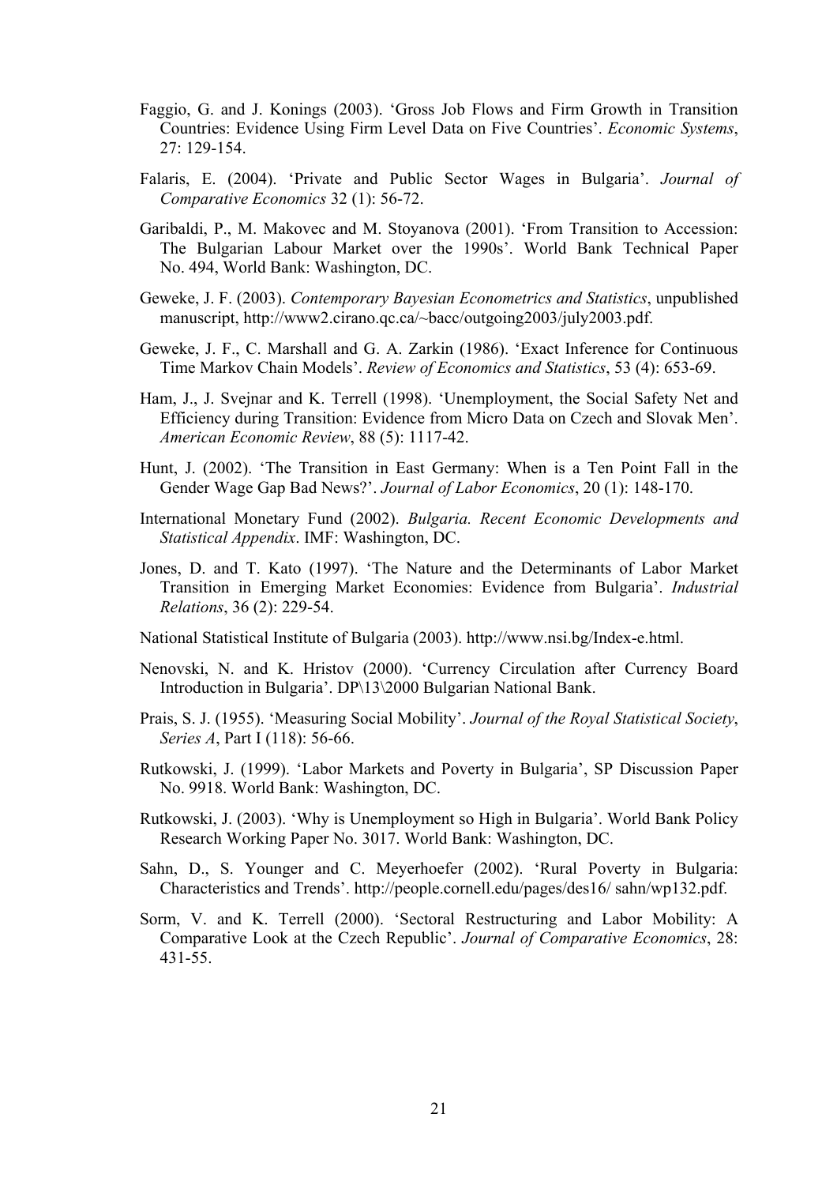Faggio, G. and J. Konings (2003). 'Gross Job Flows and Firm Growth in Transition Countries: Evidence Using Firm Level Data on Five Countries'. *Economic Systems*, 27: 129-154.

Falaris, E. (2004). 'Private and Public Sector Wages in Bulgaria'. *Journal of Comparative Economics* 32 (1): 56-72.

Garibaldi, P., M. Makovec and M. Stoyanova (2001). 'From Transition to Accession: The Bulgarian Labour Market over the 1990s'. World Bank Technical Paper No. 494, World Bank: Washington, DC.

Geweke, J. F. (2003). *Contemporary Bayesian Econometrics and Statistics*, unpublished manuscript, http://www2.cirano.qc.ca/~bacc/outgoing2003/july2003.pdf.

Geweke, J. F., C. Marshall and G. A. Zarkin (1986). 'Exact Inference for Continuous Time Markov Chain Models'. *Review of Economics and Statistics*, 53 (4): 653-69.

Ham, J., J. Svejnar and K. Terrell (1998). 'Unemployment, the Social Safety Net and Efficiency during Transition: Evidence from Micro Data on Czech and Slovak Men'. *American Economic Review*, 88 (5): 1117-42.

Hunt, J. (2002). 'The Transition in East Germany: When is a Ten Point Fall in the Gender Wage Gap Bad News?'. *Journal of Labor Economics*, 20 (1): 148-170.

International Monetary Fund (2002). *Bulgaria. Recent Economic Developments and Statistical Appendix*. IMF: Washington, DC.

Jones, D. and T. Kato (1997). 'The Nature and the Determinants of Labor Market Transition in Emerging Market Economies: Evidence from Bulgaria'. *Industrial Relations*, 36 (2): 229-54.

National Statistical Institute of Bulgaria (2003). http://www.nsi.bg/Index-e.html.

Nenovski, N. and K. Hristov (2000). 'Currency Circulation after Currency Board Introduction in Bulgaria'. DP\13\2000 Bulgarian National Bank.

Prais, S. J. (1955). 'Measuring Social Mobility'. *Journal of the Royal Statistical Society, Series A*, Part I (118): 56-66.

Rutkowski, J. (1999). 'Labor Markets and Poverty in Bulgaria', SP Discussion Paper No. 9918. World Bank: Washington, DC.

Rutkowski, J. (2003). 'Why is Unemployment so High in Bulgaria'. World Bank Policy Research Working Paper No. 3017. World Bank: Washington, DC.

Sahn, D., S. Younger and C. Meyerhoefer (2002). 'Rural Poverty in Bulgaria: Characteristics and Trends'. http://people.cornell.edu/pages/des16/ sahn/wp132.pdf.

Sorm, V. and K. Terrell (2000). 'Sectoral Restructuring and Labor Mobility: A Comparative Look at the Czech Republic'. *Journal of Comparative Economics*, 28: 431-55.